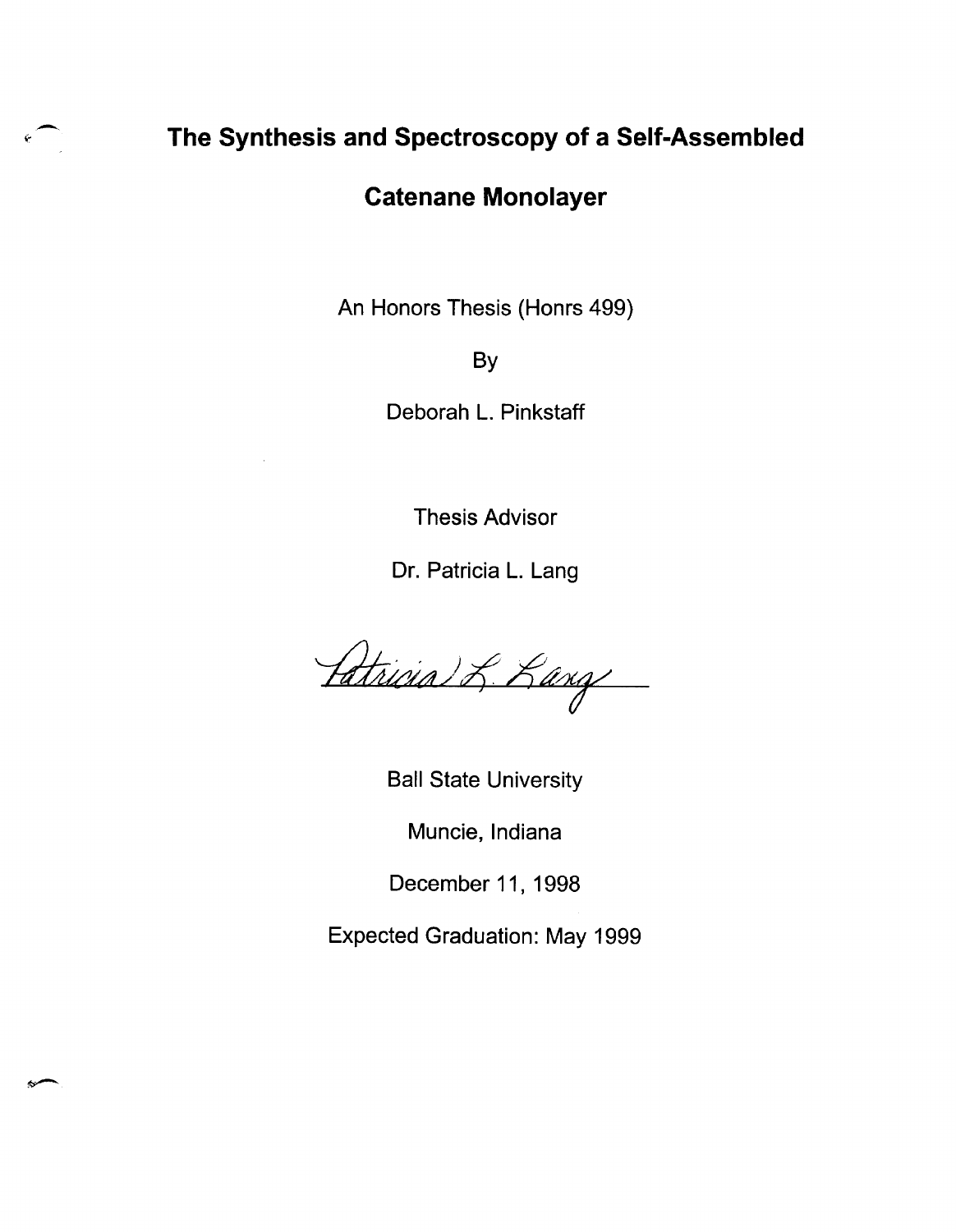# The Synthesis and Spectroscopy of a Self-Assembled Catenane Monolayer

An Honors Thesis (Honrs 499)

By

Deborah L. Pinkstaff

Thesis Advisor

Dr. Patricia L. Lang

Patricia L. Lang

Ball State University

Muncie, Indiana

December 11, 1998

Expected Graduation: May 1999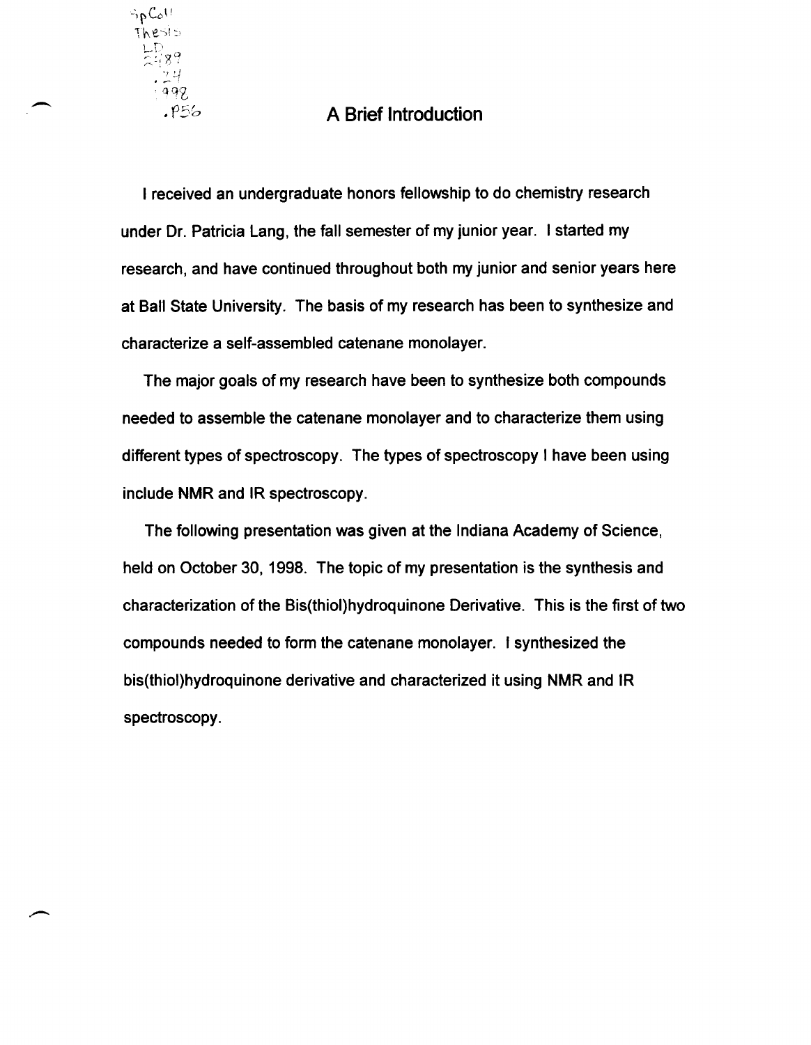# A Brief Introduction

I received an undergraduate honors fellowship to do chemistry research under Dr. Patricia Lang, the fall semester of my junior year. I started my research, and have continued throughout both my junior and senior years here at Ball State University. The basis of my research has been to synthesize and characterize a self-assembled catenane monolayer.

The major goals of my research have been to synthesize both compounds needed to assemble the catenane monolayer and to characterize them using different types of spectroscopy. The types of spectroscopy I have been using include NMR and IR spectroscopy.

The following presentation was given at the Indiana Academy of Science, held on October 30, 1998. The topic of my presentation is the synthesis and characterization of the Bis(thiol)hydroquinone Derivative. This is the first of two compounds needed to form the catenane monolayer. I synthesized the bis(thiol)hydroquinone derivative and characterized it using NMR and IR spectroscopy.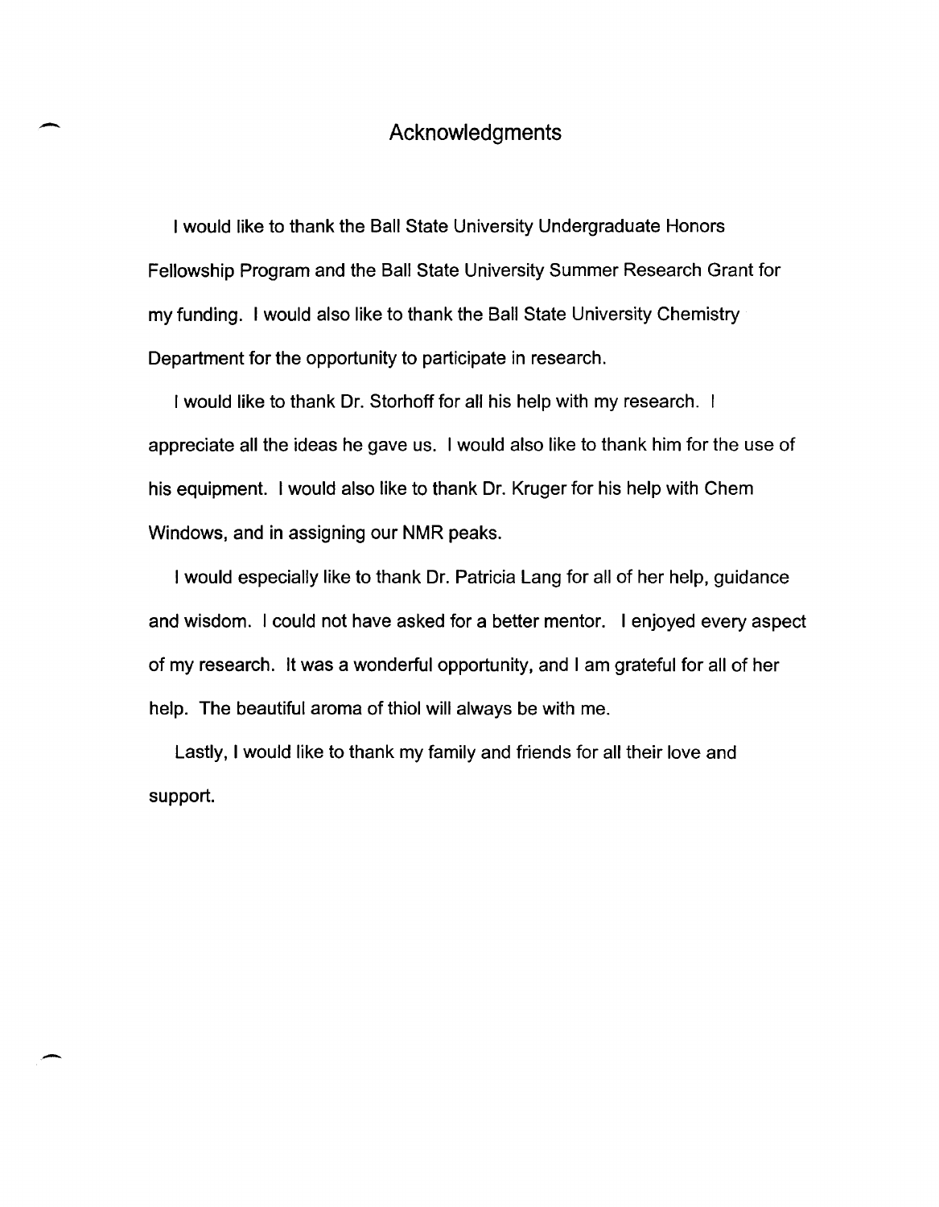# Acknowledgments

I would like to thank the Ball State University Undergraduate Honors Fellowship Program and the Ball State University Summer Research Grant for my funding. I would also like to thank the Ball State University Chemistry Department for the opportunity to participate in research.

I would like to thank Dr. Storhoff for all his help with my research. I appreciate all the ideas he gave us. I would also like to thank him for the use of his equipment. I would also like to thank Dr. Kruger for his help with Chem Windows, and in assigning our NMR peaks.

I would especially like to thank Dr. Patricia Lang for all of her help, guidance and wisdom. I could not have asked for a better mentor. I enjoyed every aspect of my research. It was a wonderful opportunity, and I am grateful for all of her help. The beautiful aroma of thiol will always be with me.

Lastly, I would like to thank my family and friends for all their love and support.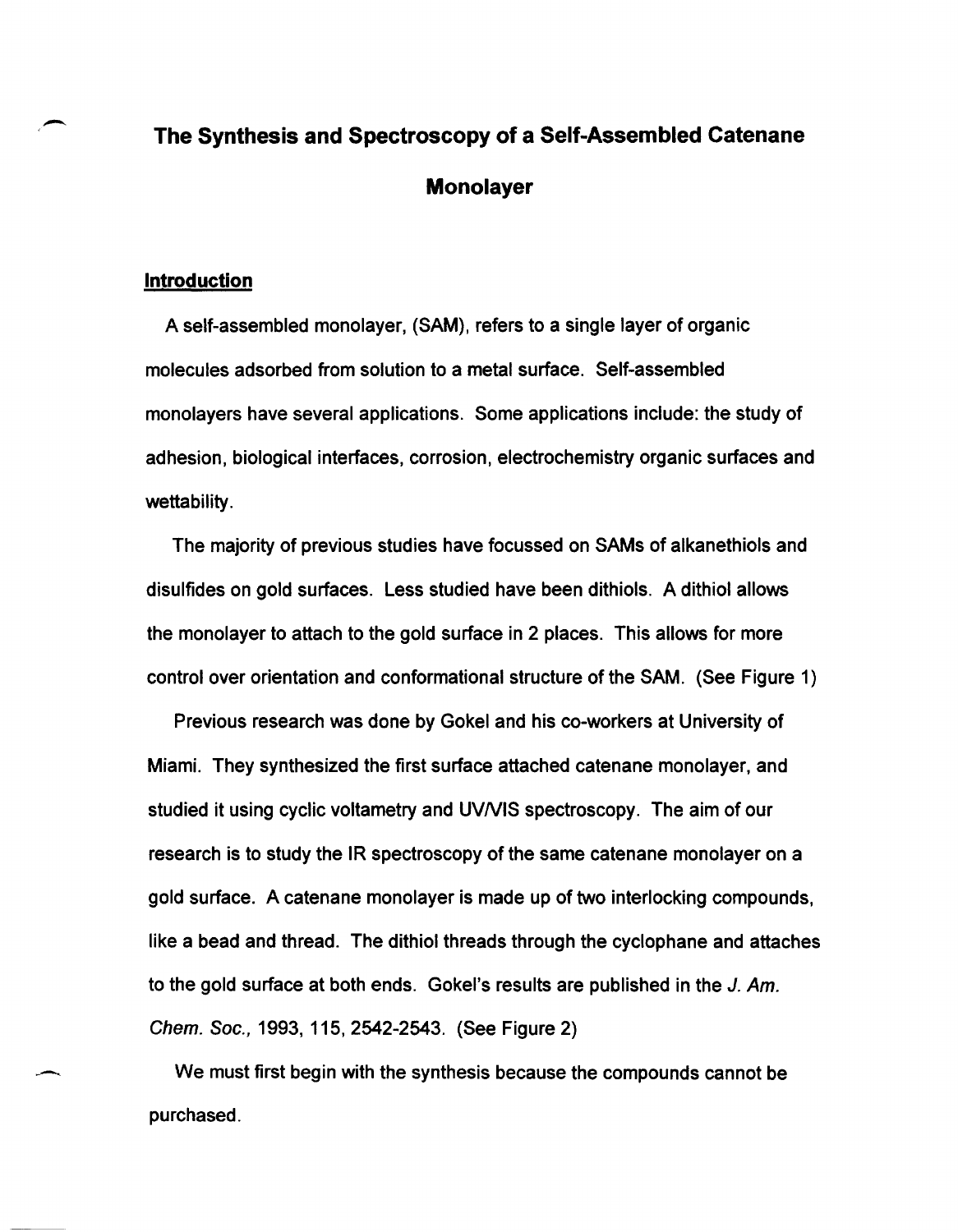# The Synthesis and Spectroscopy of a Self-Assembled Catenane Monolayer

## Introduction

A self-assembled monolayer, (SAM), refers to a single layer of organic molecules adsorbed from solution to a metal surface. Self-assembled monolayers have several applications. Some applications include: the study of adhesion, biological interfaces, corrosion, electrochemistry organic surfaces and wettability.

The majority of previous studies have focussed on SAMs of alkanethiols and disulfides on gold surfaces. Less studied have been dithiols. A dithiol allows the monolayer to attach to the gold surface in 2 places. This allows for more control over orientation and conformational structure of the SAM. (See Figure 1)

Previous research was done by Gokel and his co-workers at University of Miami. They synthesized the first surface attached catenane monolayer, and studied it using cyclic voltametry and UV/VIS spectroscopy. The aim of our research is to study the IR spectroscopy of the same catenane monolayer on a gold surface. A catenane monolayer is made up of two interlocking compounds, like a bead and thread. The dithiol threads through the cyclophane and attaches to the gold surface at both ends. Gokel's results are published in the *J. Am. Chem. Soc.*, 1993, 115, 2542-2543. (See Figure 2)

We must first begin with the synthesis because the compounds cannot be purchased.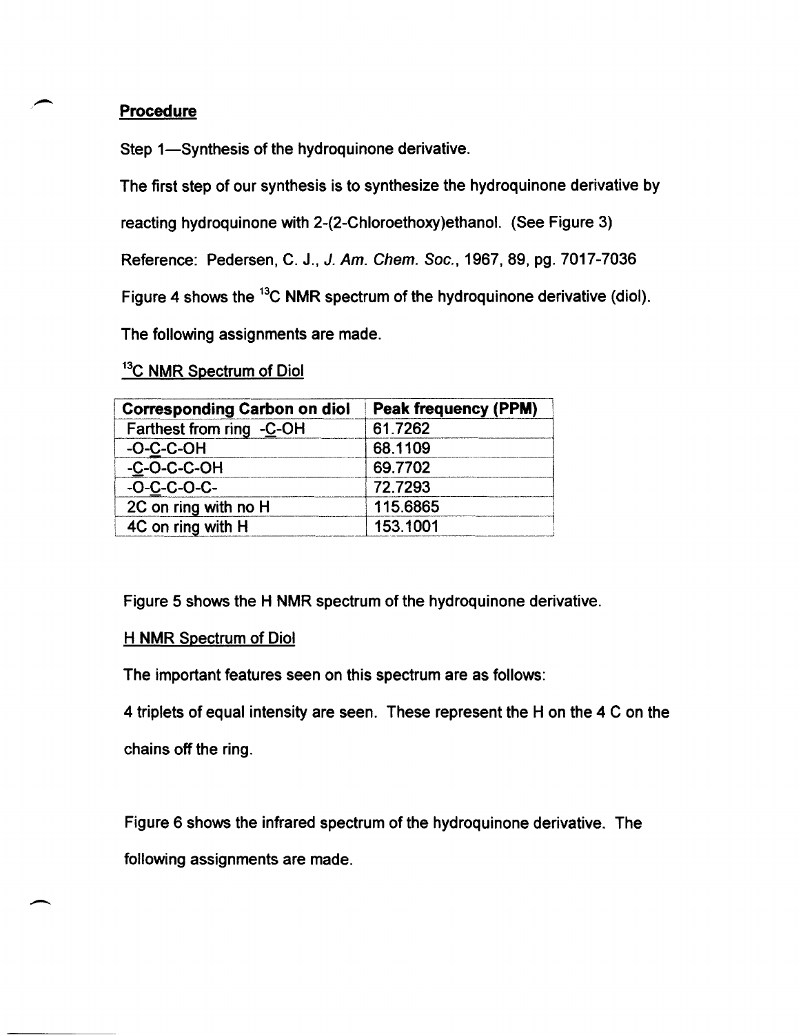**Procedure**

Step 1—Synthesis of the hydroquinone derivative.

The first step of our synthesis is to synthesize the hydroquinone derivative by reacting hydroquinone with 2-(2-Chloroethoxy)ethanol. (See Figure 3)

Reference: Pedersen, C. J., *J. Am. Chem. Soc.*, 1967, 89, pg. 7017-7036

Figure 4 shows the $^{13}C$ NMR spectrum of the hydroquinone derivative (diol).

The following assignments are made.

<u>$^{13}C$ NMR Spectrum of Diol</u>

| Corresponding Carbon on diol | Peak frequency (PPM) |
|---|---|
| Farthest from ring -<u>C</u>-OH | 61.7262 |
| -O-<u>C</u>-C-OH | 68.1109 |
| -<u>C</u>-O-C-C-OH | 69.7702 |
| -O-<u>C</u>-C-O-C- | 72.7293 |
| 2C on ring with no H | 115.6865 |
| 4C on ring with H | 153.1001 |

Figure 5 shows the H NMR spectrum of the hydroquinone derivative.

<u>H NMR Spectrum of Diol</u>

The important features seen on this spectrum are as follows:

4 triplets of equal intensity are seen. These represent the H on the 4 C on the chains off the ring.

Figure 6 shows the infrared spectrum of the hydroquinone derivative. The following assignments are made.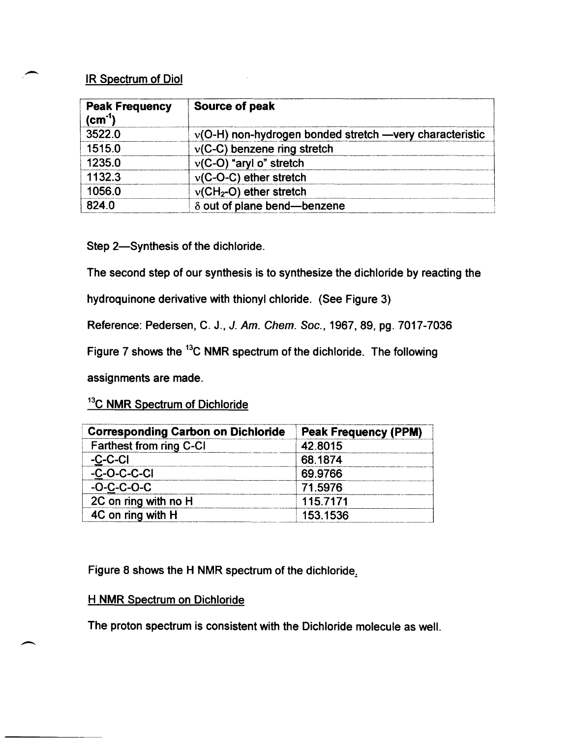IR Spectrum of Diol

| Peak Frequency ($cm^{-1}$) | Source of peak |
|---|---|
| 3522.0 | ν(O-H) non-hydrogen bonded stretch —very characteristic |
| 1515.0 | ν(C-C) benzene ring stretch |
| 1235.0 | ν(C-O) "aryl o" stretch |
| 1132.3 | ν(C-O-C) ether stretch |
| 1056.0 | ν($CH_2$-O) ether stretch |
| 824.0 | δ out of plane bend—benzene |

Step 2—Synthesis of the dichloride.

The second step of our synthesis is to synthesize the dichloride by reacting the hydroquinone derivative with thionyl chloride. (See Figure 3)

Reference: Pedersen, C. J., *J. Am. Chem. Soc.*, 1967, 89, pg. 7017-7036

Figure 7 shows the $^{13}$C NMR spectrum of the dichloride. The following assignments are made.

$^{13}$C NMR Spectrum of Dichloride

| Corresponding Carbon on Dichloride | Peak Frequency (PPM) |
|---|---|
| Farthest from ring C-Cl | 42.8015 |
| -C-C-Cl | 68.1874 |
| -C-O-C-C-Cl | 69.9766 |
| -O-C-C-O-C | 71.5976 |
| 2C on ring with no H | 115.7171 |
| 4C on ring with H | 153.1536 |

Figure 8 shows the H NMR spectrum of the dichloride.

H NMR Spectrum on Dichloride

The proton spectrum is consistent with the Dichloride molecule as well.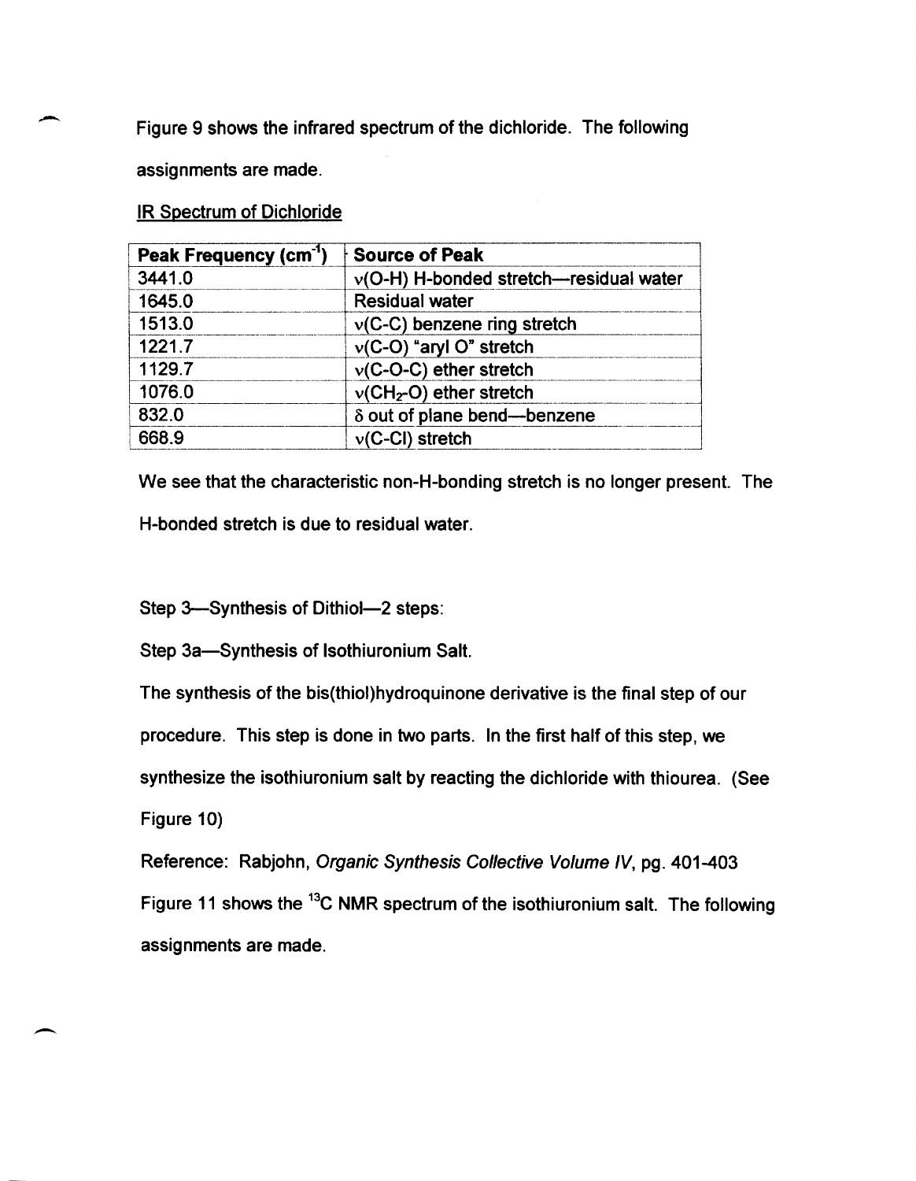Figure 9 shows the infrared spectrum of the dichloride. The following assignments are made.

IR Spectrum of Dichloride

| Peak Frequency ($cm^{-1}$) | Source of Peak |
| --- | --- |
| 3441.0 | ν(O-H) H-bonded stretch—residual water |
| 1645.0 | Residual water |
| 1513.0 | ν(C-C) benzene ring stretch |
| 1221.7 | ν(C-O) "aryl O" stretch |
| 1129.7 | ν(C-O-C) ether stretch |
| 1076.0 | ν($CH_2$-O) ether stretch |
| 832.0 | δ out of plane bend—benzene |
| 668.9 | ν(C-Cl) stretch |

We see that the characteristic non-H-bonding stretch is no longer present. The H-bonded stretch is due to residual water.

Step 3—Synthesis of Dithiol—2 steps:

Step 3a—Synthesis of Isothiuronium Salt.

The synthesis of the bis(thiol)hydroquinone derivative is the final step of our procedure. This step is done in two parts. In the first half of this step, we synthesize the isothiuronium salt by reacting the dichloride with thiourea. (See Figure 10)

Reference: Rabjohn, *Organic Synthesis Collective Volume IV*, pg. 401-403

Figure 11 shows the $^{13}C$ NMR spectrum of the isothiuronium salt. The following assignments are made.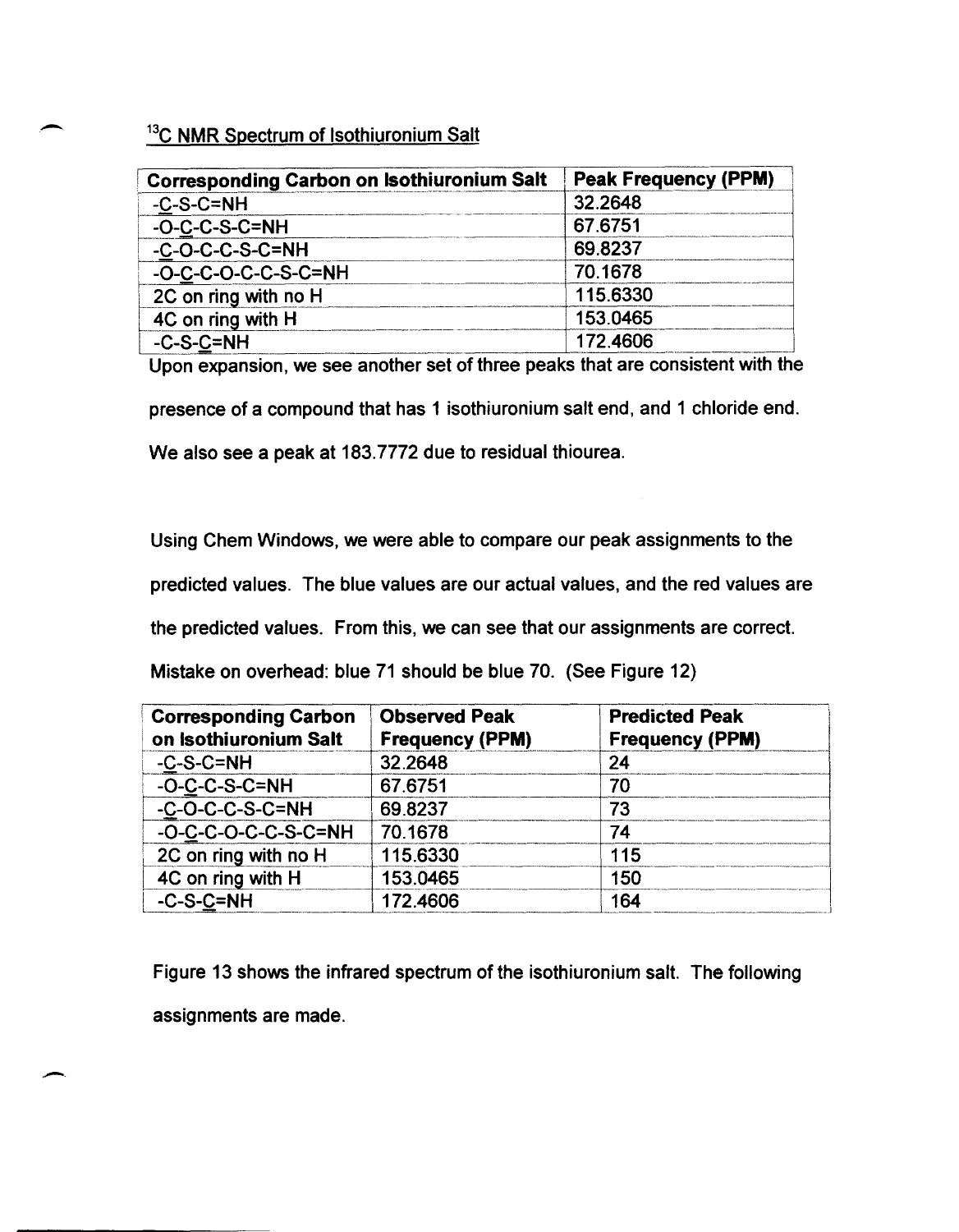$^{13}C$ NMR Spectrum of Isothiuronium Salt

| Corresponding Carbon on Isothiuronium Salt | Peak Frequency (PPM) |
|---|---|
| -C-S-C=NH | 32.2648 |
| -O-C-C-S-C=NH | 67.6751 |
| -C-O-C-C-S-C=NH | 69.8237 |
| -O-C-C-O-C-C-S-C=NH | 70.1678 |
| 2C on ring with no H | 115.6330 |
| 4C on ring with H | 153.0465 |
| -C-S-C=NH | 172.4606 |

Upon expansion, we see another set of three peaks that are consistent with the presence of a compound that has 1 isothiuronium salt end, and 1 chloride end. We also see a peak at 183.7772 due to residual thiourea.

Using Chem Windows, we were able to compare our peak assignments to the predicted values. The blue values are our actual values, and the red values are the predicted values. From this, we can see that our assignments are correct. Mistake on overhead: blue 71 should be blue 70. (See Figure 12)

| Corresponding Carbon on Isothiuronium Salt | Observed Peak Frequency (PPM) | Predicted Peak Frequency (PPM) |
|---|---|---|
| -C-S-C=NH | 32.2648 | 24 |
| -O-C-C-S-C=NH | 67.6751 | 70 |
| -C-O-C-C-S-C=NH | 69.8237 | 73 |
| -O-C-C-O-C-C-S-C=NH | 70.1678 | 74 |
| 2C on ring with no H | 115.6330 | 115 |
| 4C on ring with H | 153.0465 | 150 |
| -C-S-C=NH | 172.4606 | 164 |

Figure 13 shows the infrared spectrum of the isothiuronium salt. The following assignments are made.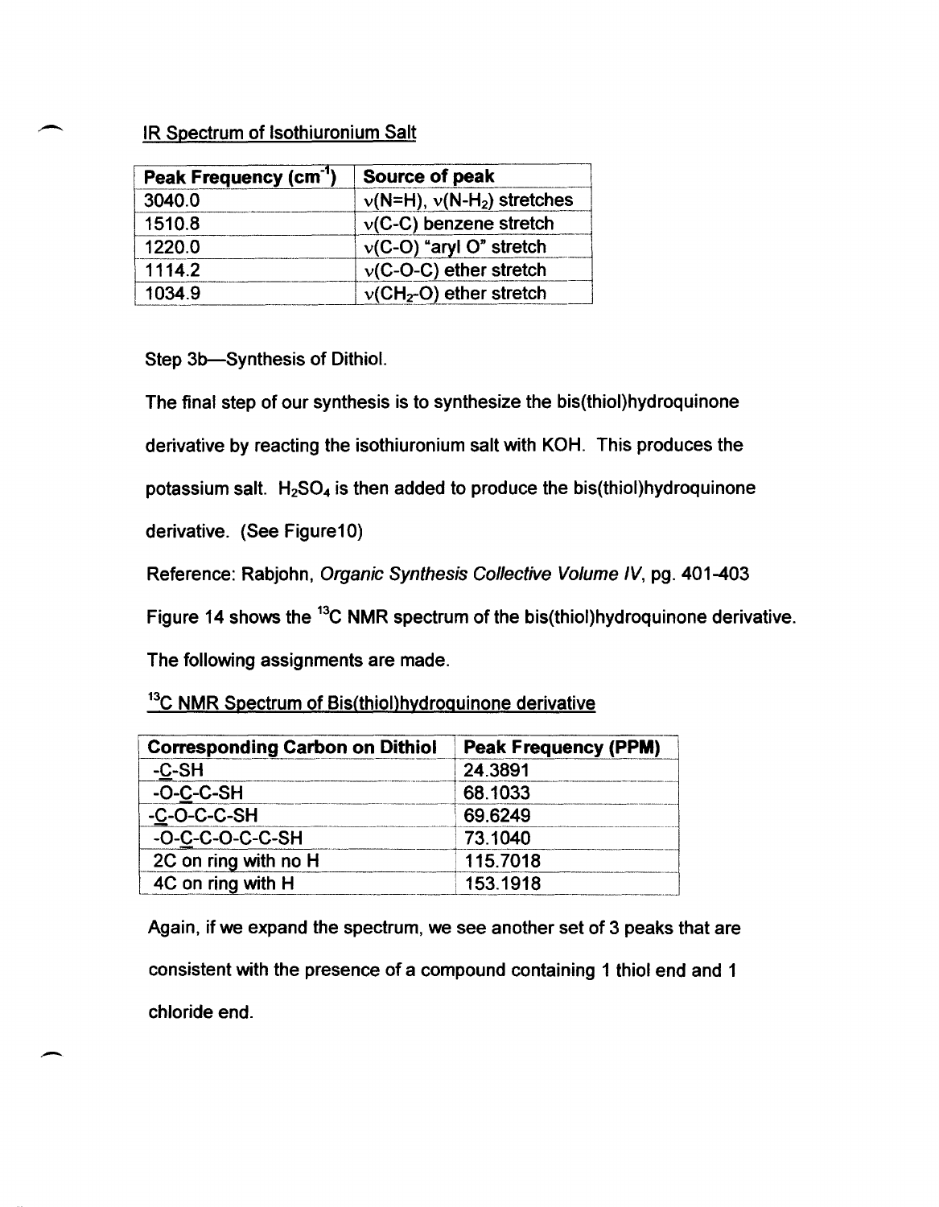IR Spectrum of Isothiuronium Salt

| Peak Frequency ($cm^{-1}$) | Source of peak |
| --- | --- |
| 3040.0 | ν(N=H), ν(N-$H_2$) stretches |
| 1510.8 | ν(C-C) benzene stretch |
| 1220.0 | ν(C-O) "aryl O" stretch |
| 1114.2 | ν(C-O-C) ether stretch |
| 1034.9 | ν($CH_2$-O) ether stretch |

Step 3b—Synthesis of Dithiol.

The final step of our synthesis is to synthesize the bis(thiol)hydroquinone derivative by reacting the isothiuronium salt with KOH. This produces the potassium salt. $H_2SO_4$ is then added to produce the bis(thiol)hydroquinone derivative. (See Figure10)

Reference: Rabjohn, *Organic Synthesis Collective Volume IV*, pg. 401-403

Figure 14 shows the $^{13}C$ NMR spectrum of the bis(thiol)hydroquinone derivative. The following assignments are made.

$^{13}C$ NMR Spectrum of Bis(thiol)hydroquinone derivative

| Corresponding Carbon on Dithiol | Peak Frequency (PPM) |
| --- | --- |
| -C-SH | 24.3891 |
| -O-C-C-SH | 68.1033 |
| -C-O-C-C-SH | 69.6249 |
| -O-C-C-O-C-C-SH | 73.1040 |
| 2C on ring with no H | 115.7018 |
| 4C on ring with H | 153.1918 |

Again, if we expand the spectrum, we see another set of 3 peaks that are consistent with the presence of a compound containing 1 thiol end and 1 chloride end.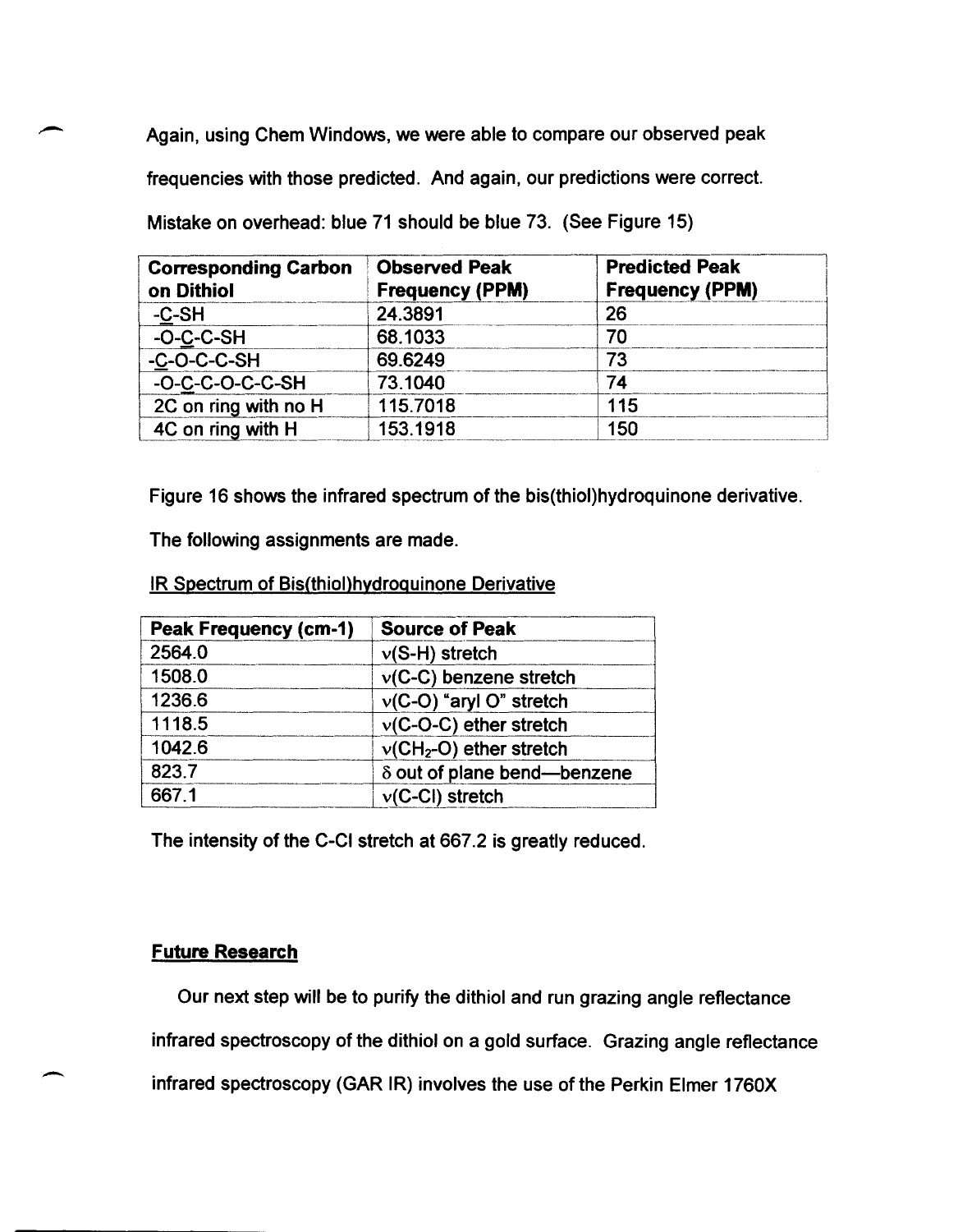Again, using Chem Windows, we were able to compare our observed peak frequencies with those predicted. And again, our predictions were correct. Mistake on overhead: blue 71 should be blue 73. (See Figure 15)

| Corresponding Carbon on Dithiol | Observed Peak Frequency (PPM) | Predicted Peak Frequency (PPM) |
|---|---|---|
| -C-SH | 24.3891 | 26 |
| -O-C-C-SH | 68.1033 | 70 |
| -C-O-C-C-SH | 69.6249 | 73 |
| -O-C-C-O-C-C-SH | 73.1040 | 74 |
| 2C on ring with no H | 115.7018 | 115 |
| 4C on ring with H | 153.1918 | 150 |

Figure 16 shows the infrared spectrum of the bis(thiol)hydroquinone derivative. The following assignments are made.

<u>IR Spectrum of Bis(thiol)hydroquinone Derivative</u>

| Peak Frequency (cm-1) | Source of Peak |
|---|---|
| 2564.0 | ν(S-H) stretch |
| 1508.0 | ν(C-C) benzene stretch |
| 1236.6 | ν(C-O) "aryl O" stretch |
| 1118.5 | ν(C-O-C) ether stretch |
| 1042.6 | ν($CH_2$-O) ether stretch |
| 823.7 | δ out of plane bend—benzene |
| 667.1 | ν(C-Cl) stretch |

The intensity of the C-Cl stretch at 667.2 is greatly reduced.

## Future Research

Our next step will be to purify the dithiol and run grazing angle reflectance infrared spectroscopy of the dithiol on a gold surface. Grazing angle reflectance infrared spectroscopy (GAR IR) involves the use of the Perkin Elmer 1760X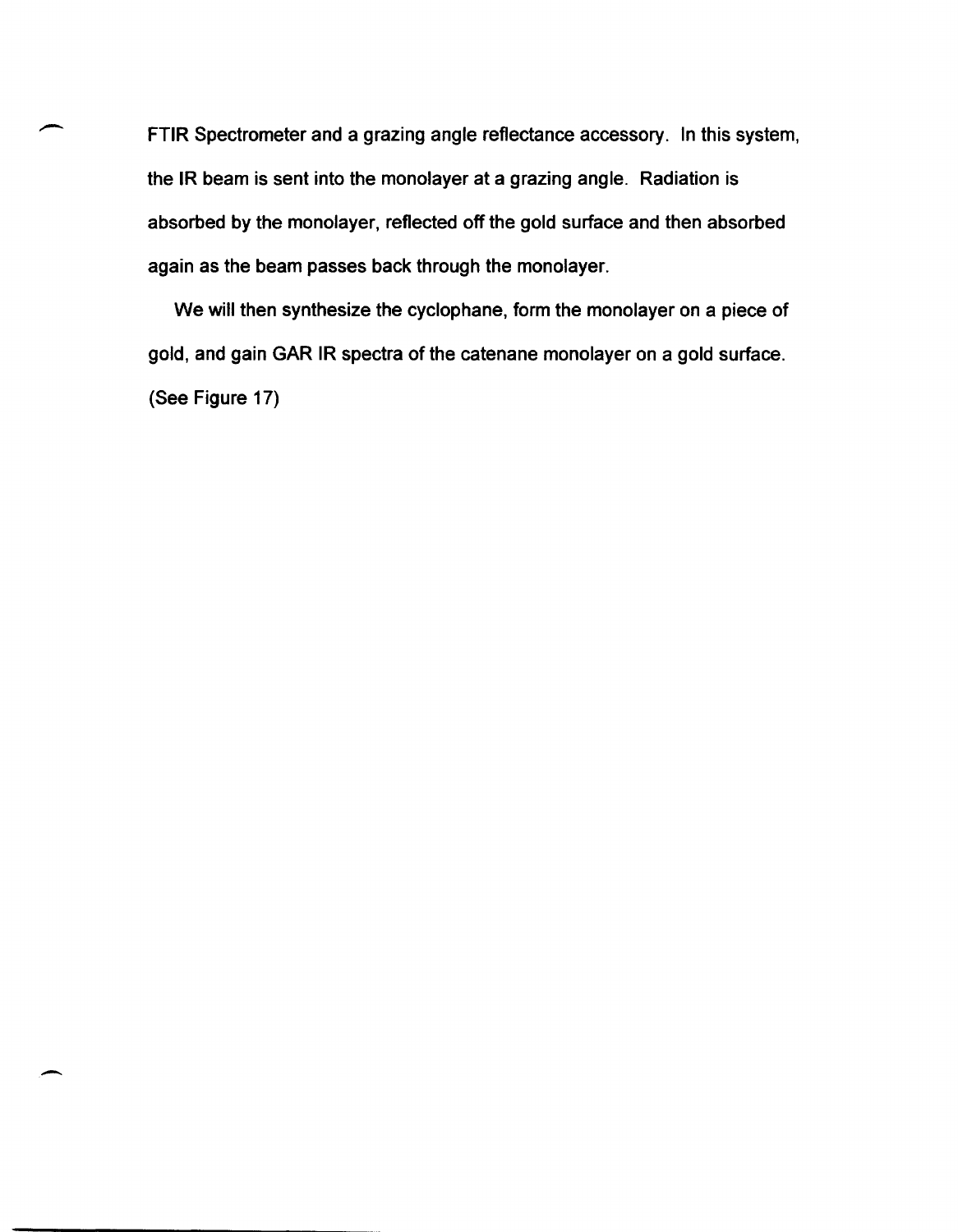FTIR Spectrometer and a grazing angle reflectance accessory. In this system, the IR beam is sent into the monolayer at a grazing angle. Radiation is absorbed by the monolayer, reflected off the gold surface and then absorbed again as the beam passes back through the monolayer.

We will then synthesize the cyclophane, form the monolayer on a piece of gold, and gain GAR IR spectra of the catenane monolayer on a gold surface. (See Figure 17)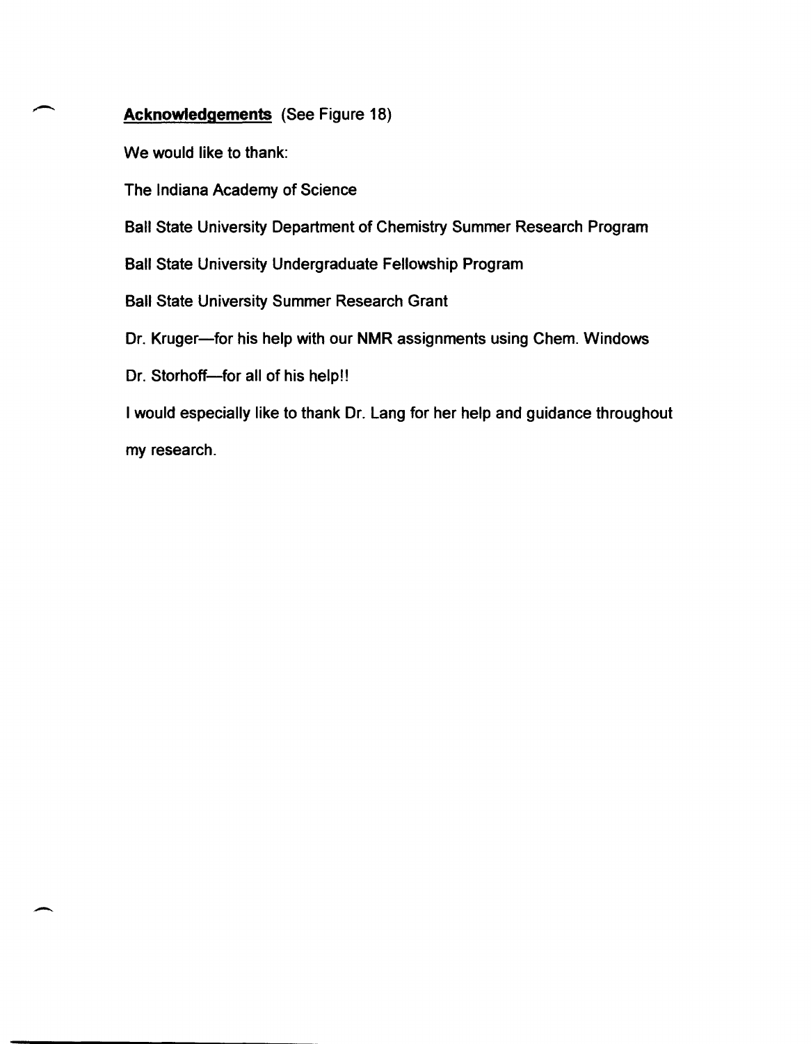**Acknowledgements** (See Figure 18)

We would like to thank:

The Indiana Academy of Science

Ball State University Department of Chemistry Summer Research Program

Ball State University Undergraduate Fellowship Program

Ball State University Summer Research Grant

Dr. Kruger—for his help with our NMR assignments using Chem. Windows

Dr. Storhoff—for all of his help!!

I would especially like to thank Dr. Lang for her help and guidance throughout my research.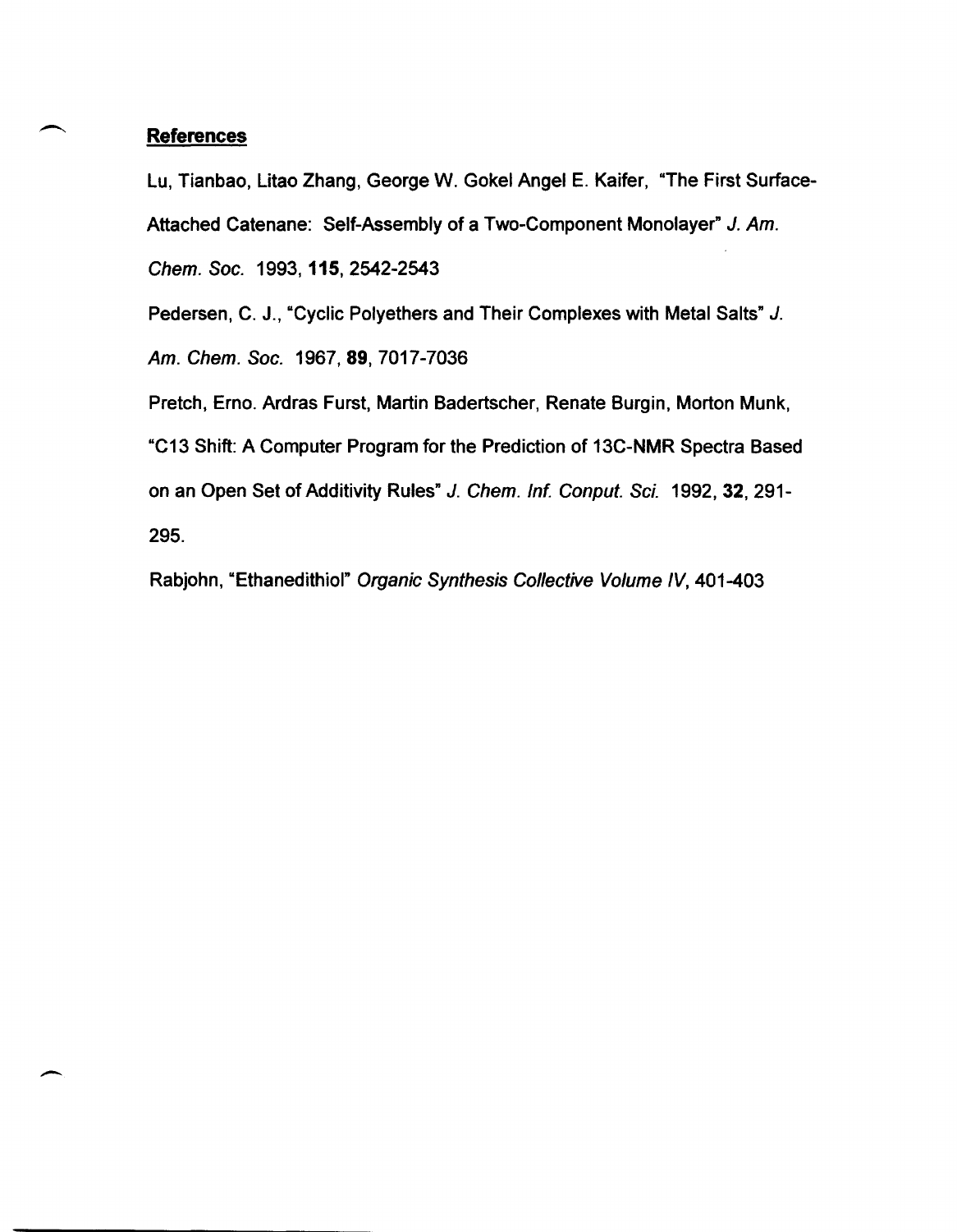## References

Lu, Tianbao, Litao Zhang, George W. Gokel Angel E. Kaifer, "The First Surface-Attached Catenane: Self-Assembly of a Two-Component Monolayer" *J. Am. Chem. Soc.* 1993, **115**, 2542-2543

Pedersen, C. J., "Cyclic Polyethers and Their Complexes with Metal Salts" *J. Am. Chem. Soc.* 1967, **89**, 7017-7036

Pretch, Erno. Ardras Furst, Martin Badertscher, Renate Burgin, Morton Munk, "C13 Shift: A Computer Program for the Prediction of 13C-NMR Spectra Based on an Open Set of Additivity Rules" *J. Chem. Inf. Conput. Sci.* 1992, **32**, 291-295.

Rabjohn, "Ethanedithiol" *Organic Synthesis Collective Volume IV*, 401-403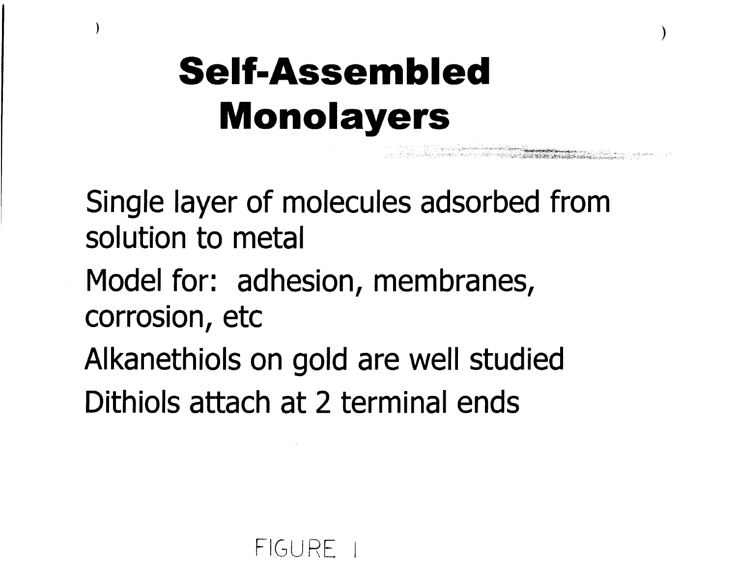# Self-Assembled Monolayers

Single layer of molecules adsorbed from solution to metal

Model for: adhesion, membranes, corrosion, etc

Alkanethiols on gold are well studied

Dithiols attach at 2 terminal ends

FIGURE 1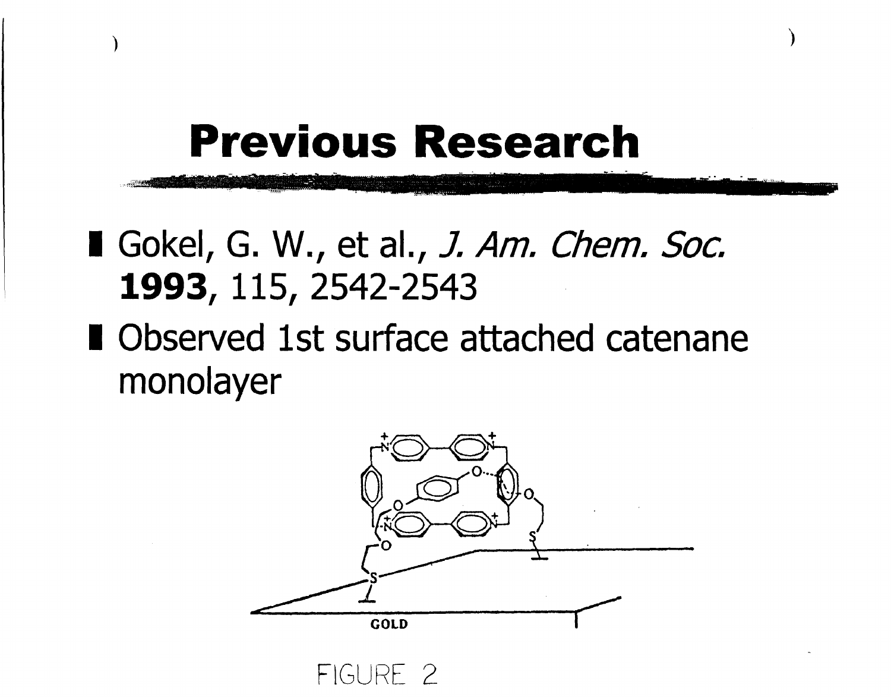# Previous Research

- Gokel, G. W., et al., *J. Am. Chem. Soc.* **1993**, 115, 2542-2543
- Observed 1st surface attached catenane monolayer

FIGURE 2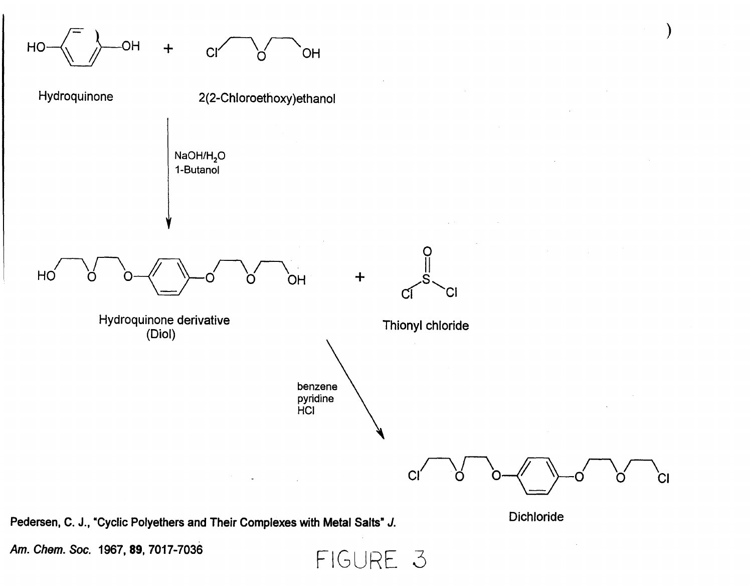Hydroquinone + 2(2-Chloroethoxy)ethanol

$NaOH/H_2O$
1-Butanol

Hydroquinone derivative (Diol) + Thionyl chloride

benzene
pyridine
HCl

Dichloride

Pedersen, C. J., "Cyclic Polyethers and Their Complexes with Metal Salts" *J. Am. Chem. Soc.* 1967, **89**, 7017-7036

FIGURE 3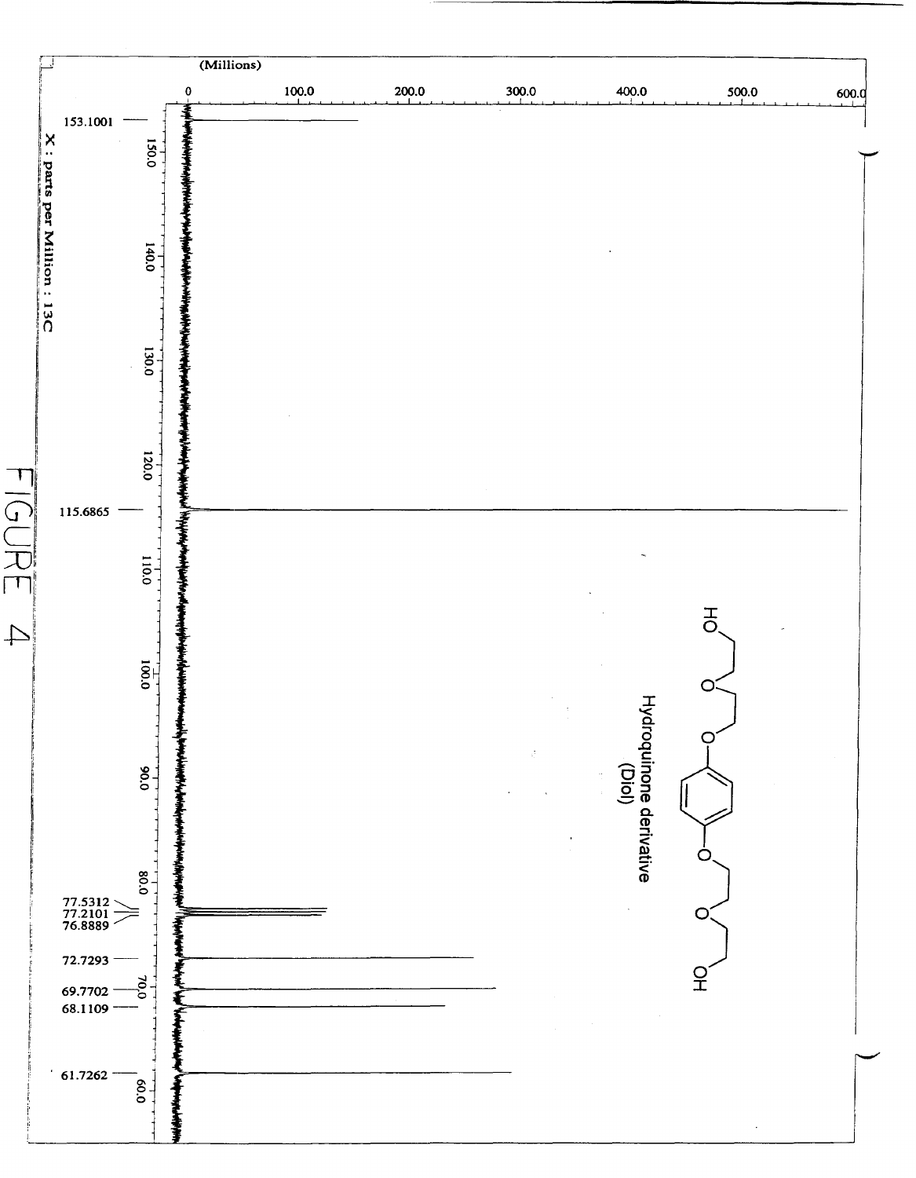(Millions)

0 100.0 200.0 300.0 400.0 500.0 600.0

153.1001

115.6865

77.5312
77.2101
76.8889

72.7293

69.7702

68.1109

61.7262

150.0 140.0 130.0 120.0 110.0 100.0 90.0 80.0 70.0 60.0

X : parts per Million : 13C

Hydroquinone derivative
(Diol)

FIGURE 4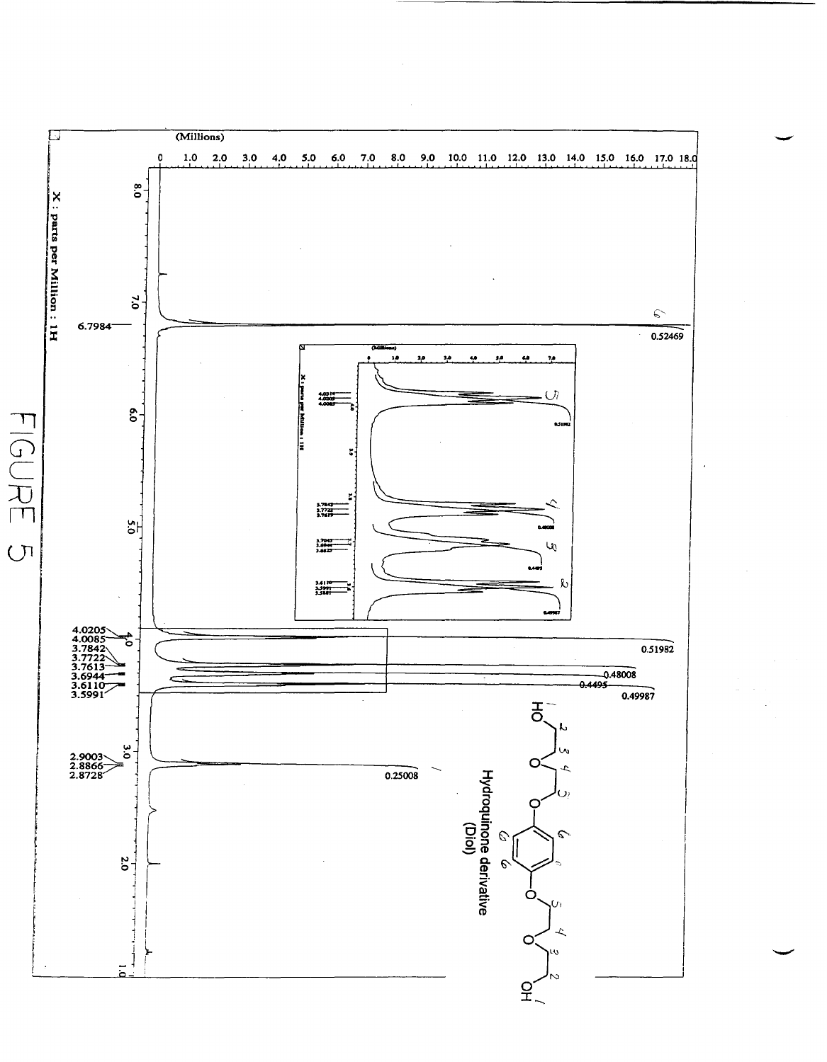FIGURE 5

(Millions)

0 1.0 2.0 3.0 4.0 5.0 6.0 7.0 8.0 9.0 10.0 11.0 12.0 13.0 14.0 15.0 16.0 17.0 18.0

X : parts per Million : 1H

6.7984

0.52469

4.0205
4.0085
3.7842
3.7722
3.7613
3.6944
3.6110
3.5991

0.51982

0.48008

0.4495

0.49987

2.9003
2.8866
2.8728

0.25008

Hydroquinone derivative
(Diol)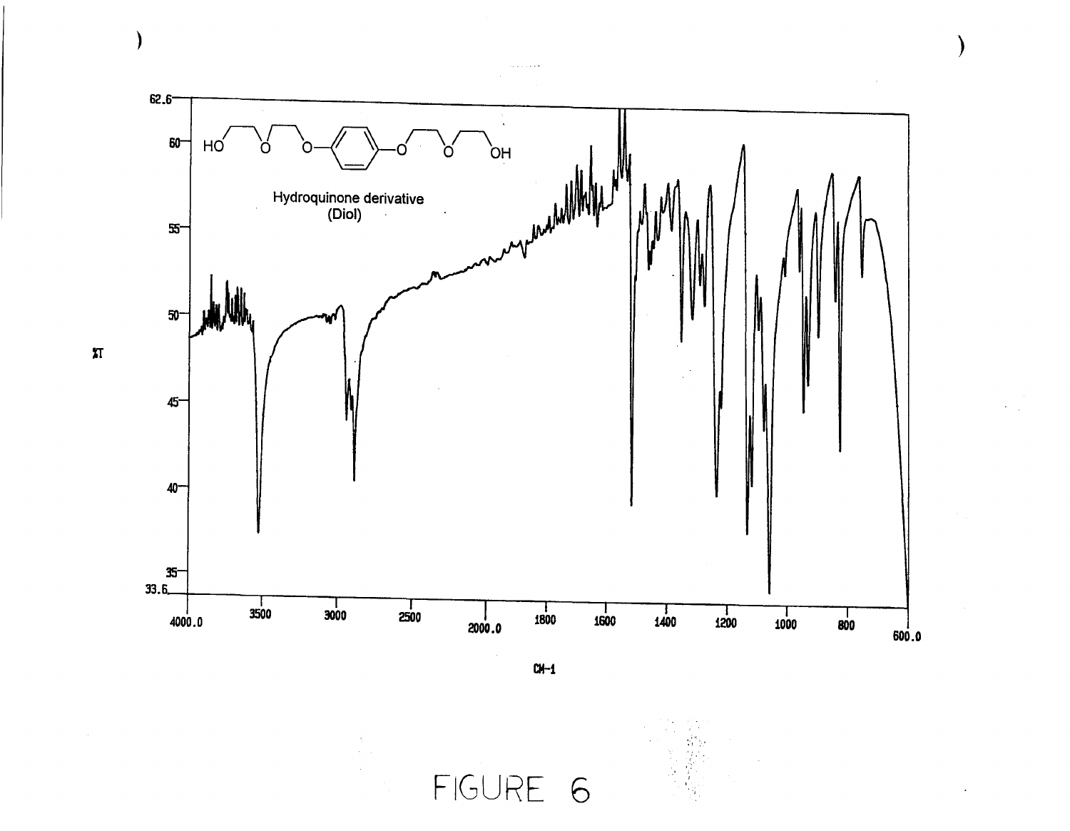Hydroquinone derivative
(Diol)

%T

CM-1

FIGURE 6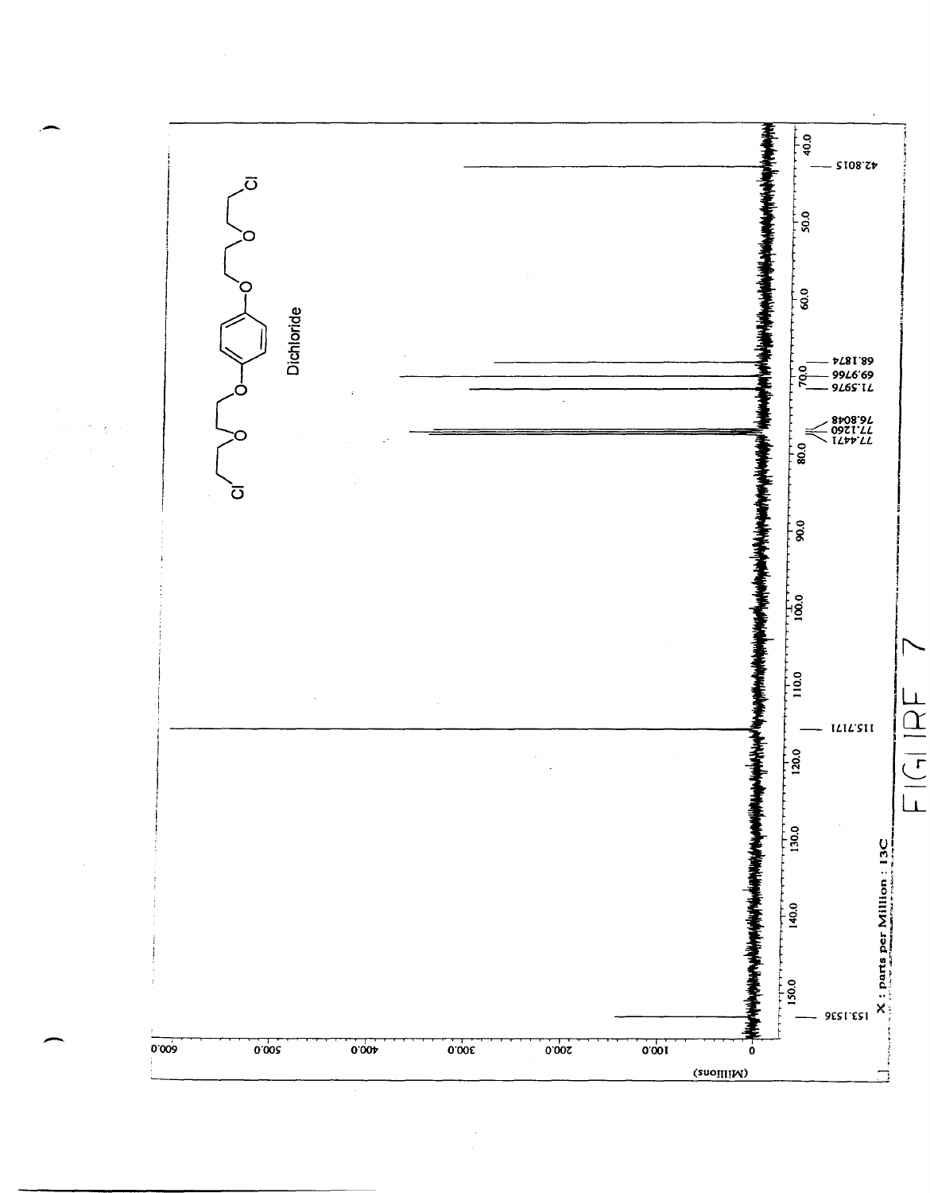Dichloride

42.8015

68.1874

69.9766

71.5976

76.8048

77.1260

77.4471

115.7171

153.1536

X : parts per Million : 13C

(Millions)

FIGURE 7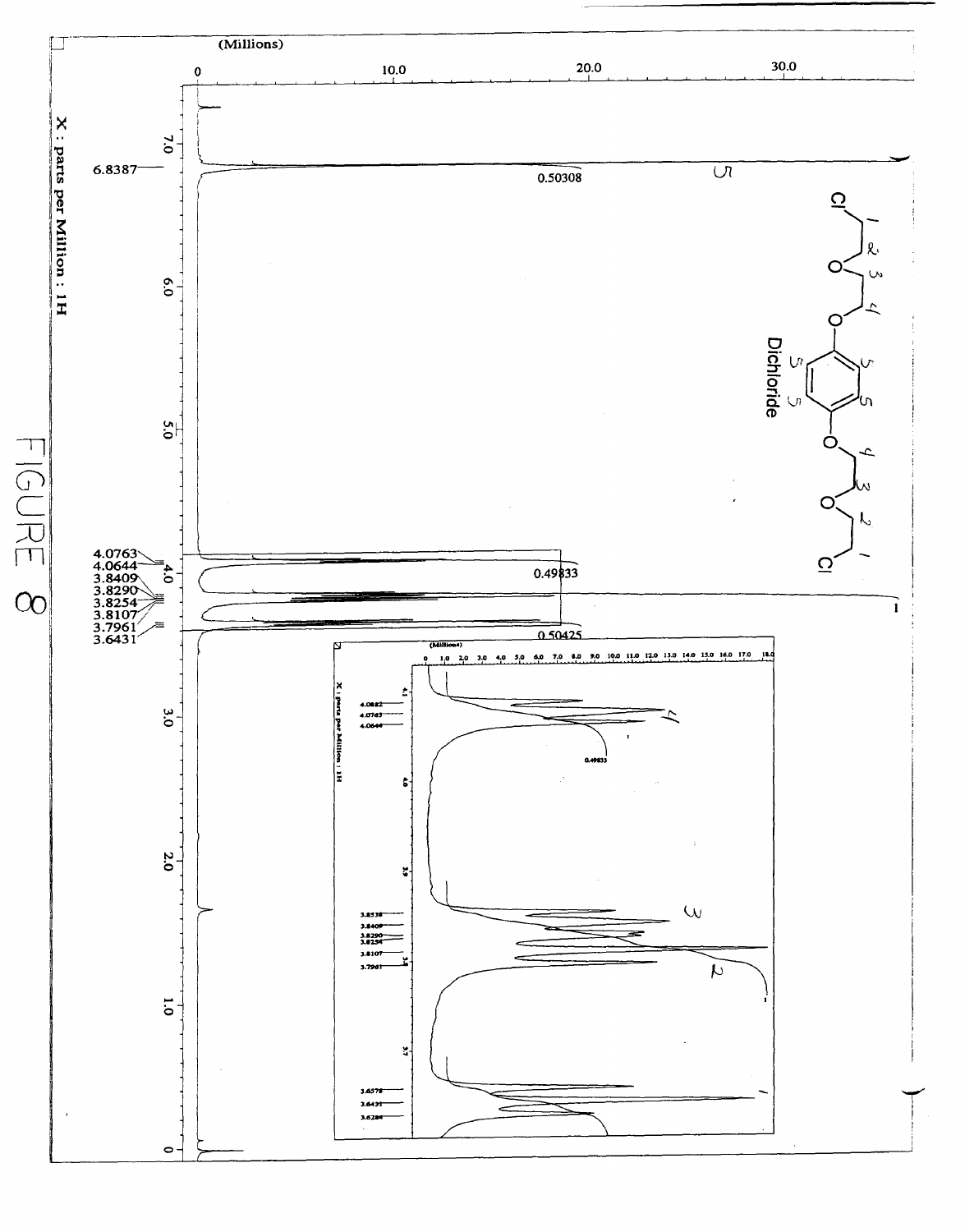(Millions)

0 10.0 20.0 30.0

X : parts per Million : 1H

6.8387

0.50308

4.0763
4.0644
3.8409
3.8290
3.8254
3.8107
3.7961
3.6431

0.49833

0.50425

7.0 6.0 5.0 4.0 3.0 2.0 1.0 0

Dichloride

(Millions)

0 1.0 2.0 3.0 4.0 5.0 6.0 7.0 8.0 9.0 10.0 11.0 12.0 13.0 14.0 15.0 16.0 17.0 18.0

X : parts per Million : 1H

4.0882
4.0763
4.0644

0.49833

3.8538
3.8409
3.8290
3.8254
3.8107
3.7961

3.6578
3.6431
3.6284

4.1 4.0 3.9 3.8 3.7

FIGURE 8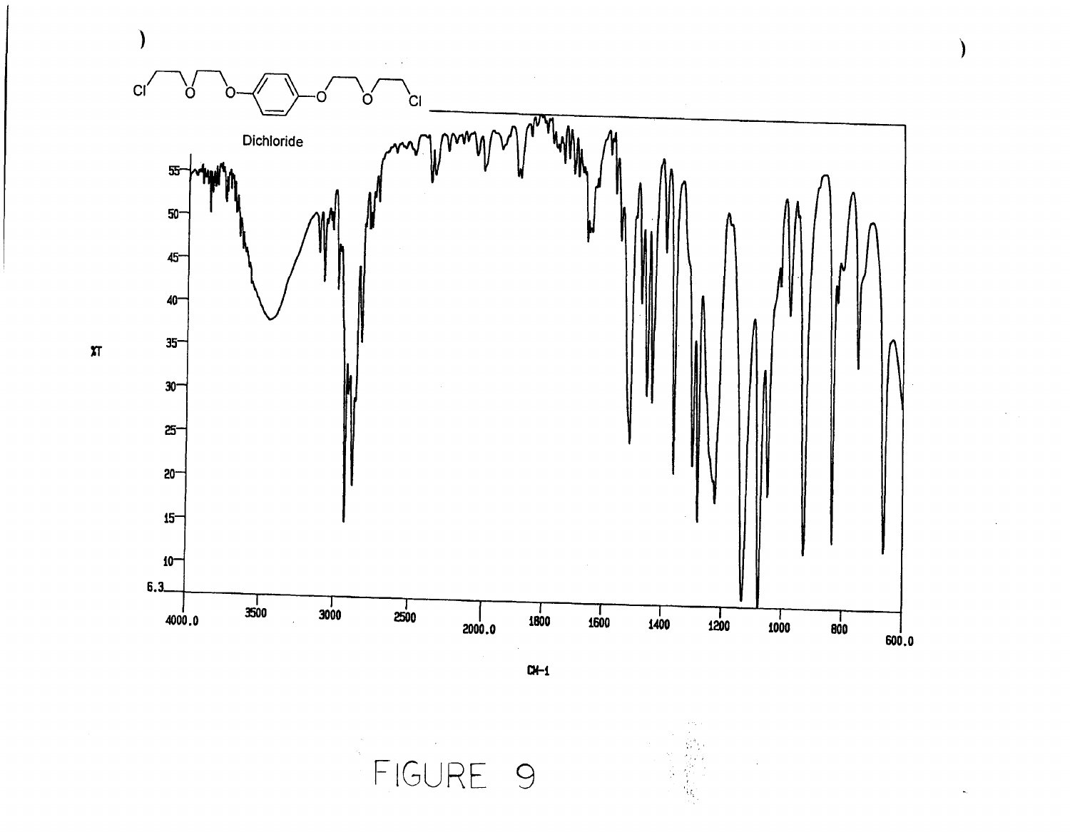Dichloride

%T

CM-1

FIGURE 9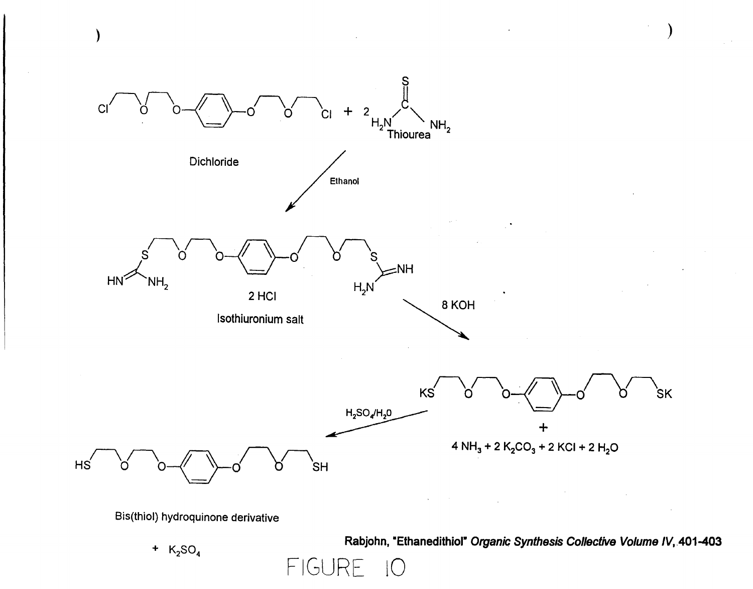Dichloride + 2 Thiourea

Ethanol

Isothiuronium salt

2 HCl

8 KOH

+ 4 $NH_3$ + 2 $K_2CO_3$ + 2 KCl + 2 $H_2O$

$H_2SO_4/H_2O$

Bis(thiol) hydroquinone derivative

+ $K_2SO_4$

Rabjohn, "Ethanedithiol" *Organic Synthesis Collective Volume IV*, 401-403

FIGURE 10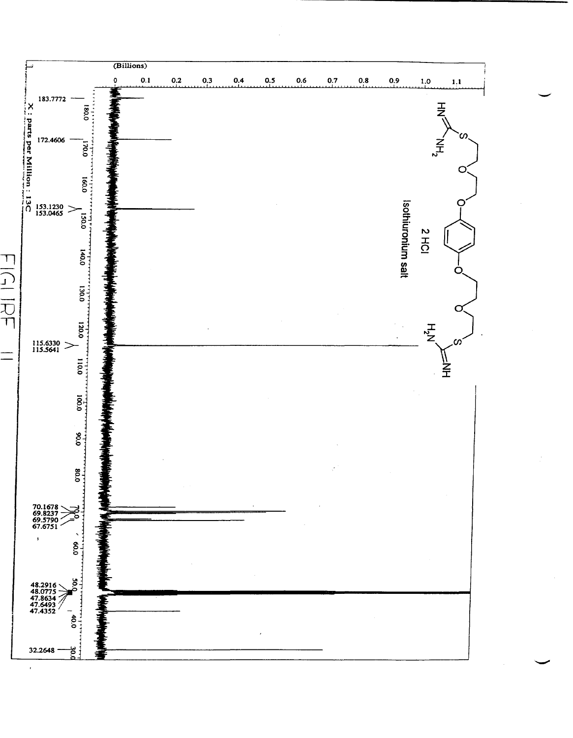(Billions)

0 0.1 0.2 0.3 0.4 0.5 0.6 0.7 0.8 0.9 1.0 1.1

183.7772

172.4606

153.1230
153.0465

115.6330
115.5641

70.1678
69.8237
69.5790
67.6751

48.2916
48.0775
47.8634
47.6493
47.4352

32.2648

180.0 170.0 160.0 150.0 140.0 130.0 120.0 110.0 100.0 90.0 80.0 70.0 60.0 50.0 40.0 30.0

X : parts per Million : 13C

2 HCl

Isothiuronium salt

FIGURE 11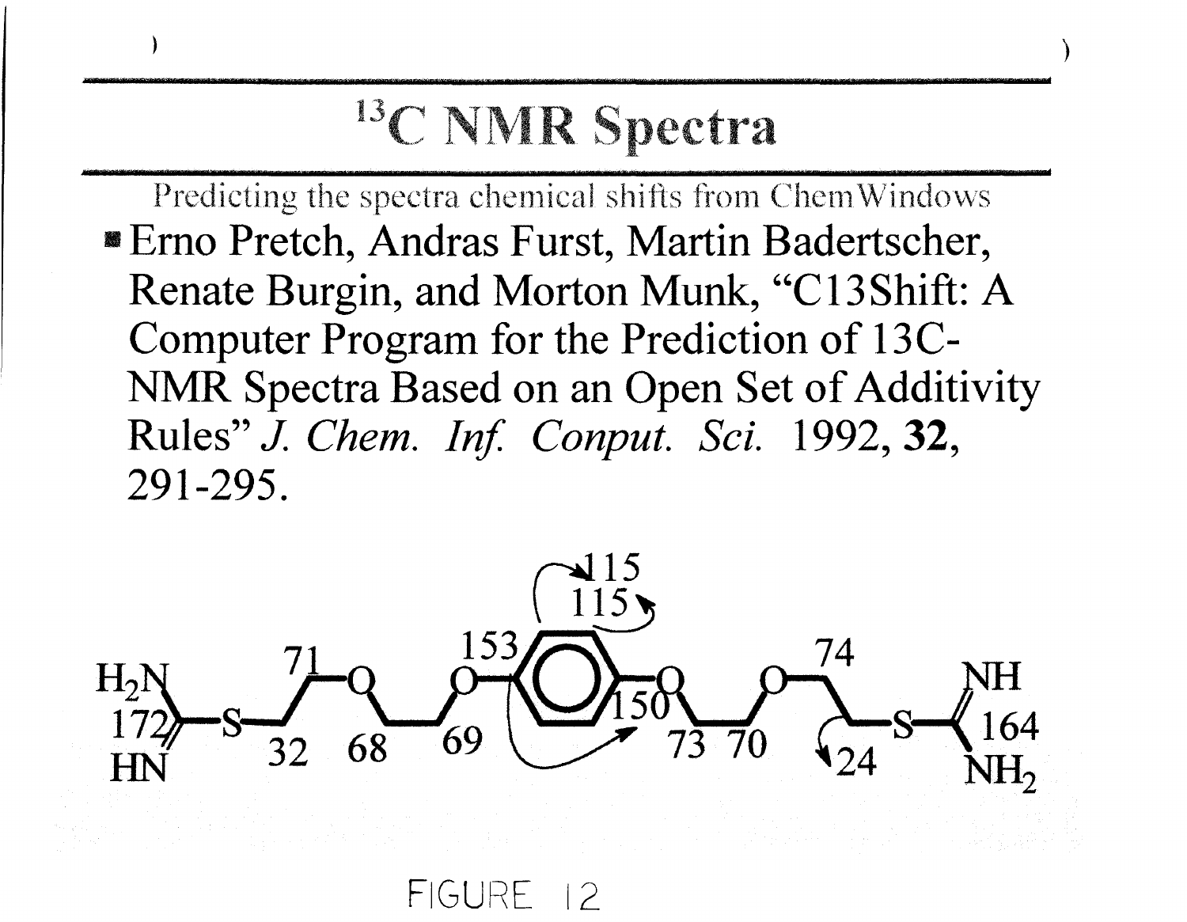# $^{13}$C NMR Spectra

Predicting the spectra chemical shifts from ChemWindows

- Erno Pretch, Andras Furst, Martin Badertscher, Renate Burgin, and Morton Munk, "C13Shift: A Computer Program for the Prediction of 13C-NMR Spectra Based on an Open Set of Additivity Rules" *J. Chem. Inf. Conput. Sci.* 1992, **32**, 291-295.

FIGURE 12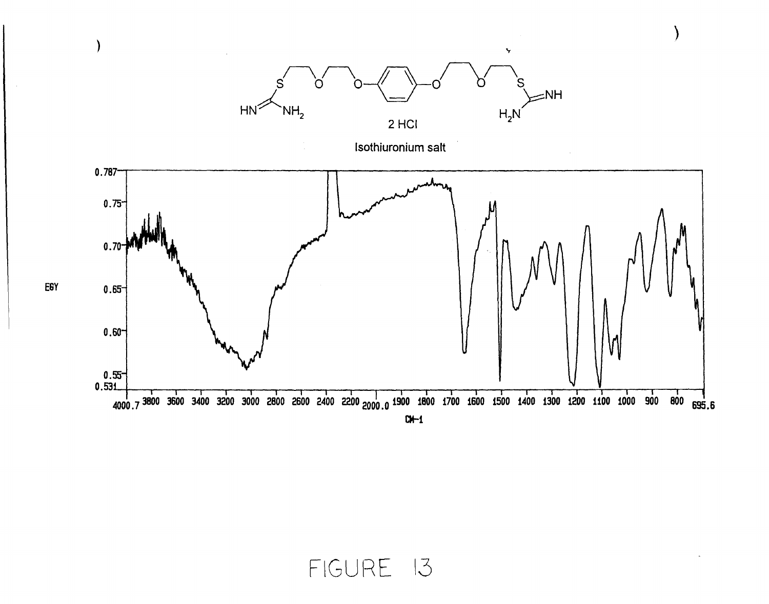2 HCl

Isothiuronium salt

FIGURE 13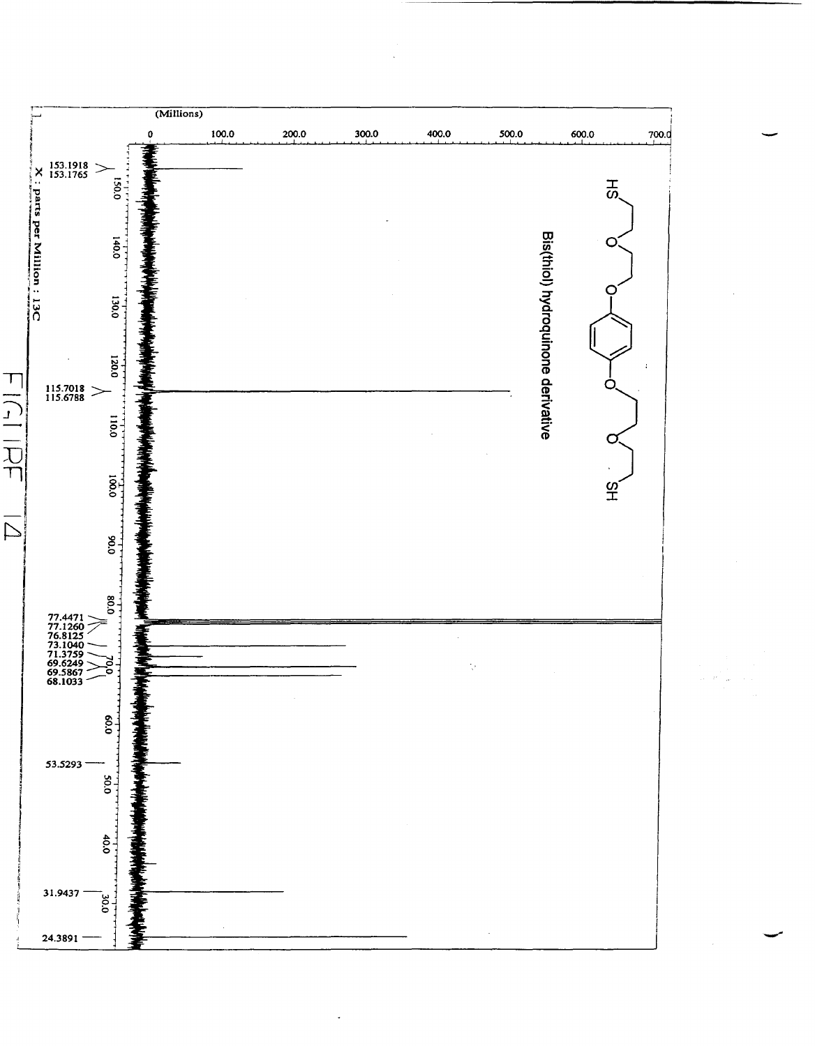(Millions)

0 100.0 200.0 300.0 400.0 500.0 600.0 700.0

Bis(thiol) hydroquinone derivative

153.1918
153.1765

115.7018
115.6788

77.4471
77.1260
76.8125
73.1040
71.3759
69.6249
69.5867
68.1033

53.5293

31.9437

24.3891

150.0 140.0 130.0 120.0 110.0 100.0 90.0 80.0 70.0 60.0 50.0 40.0 30.0

X : parts per Million : 13C

FIGURE 14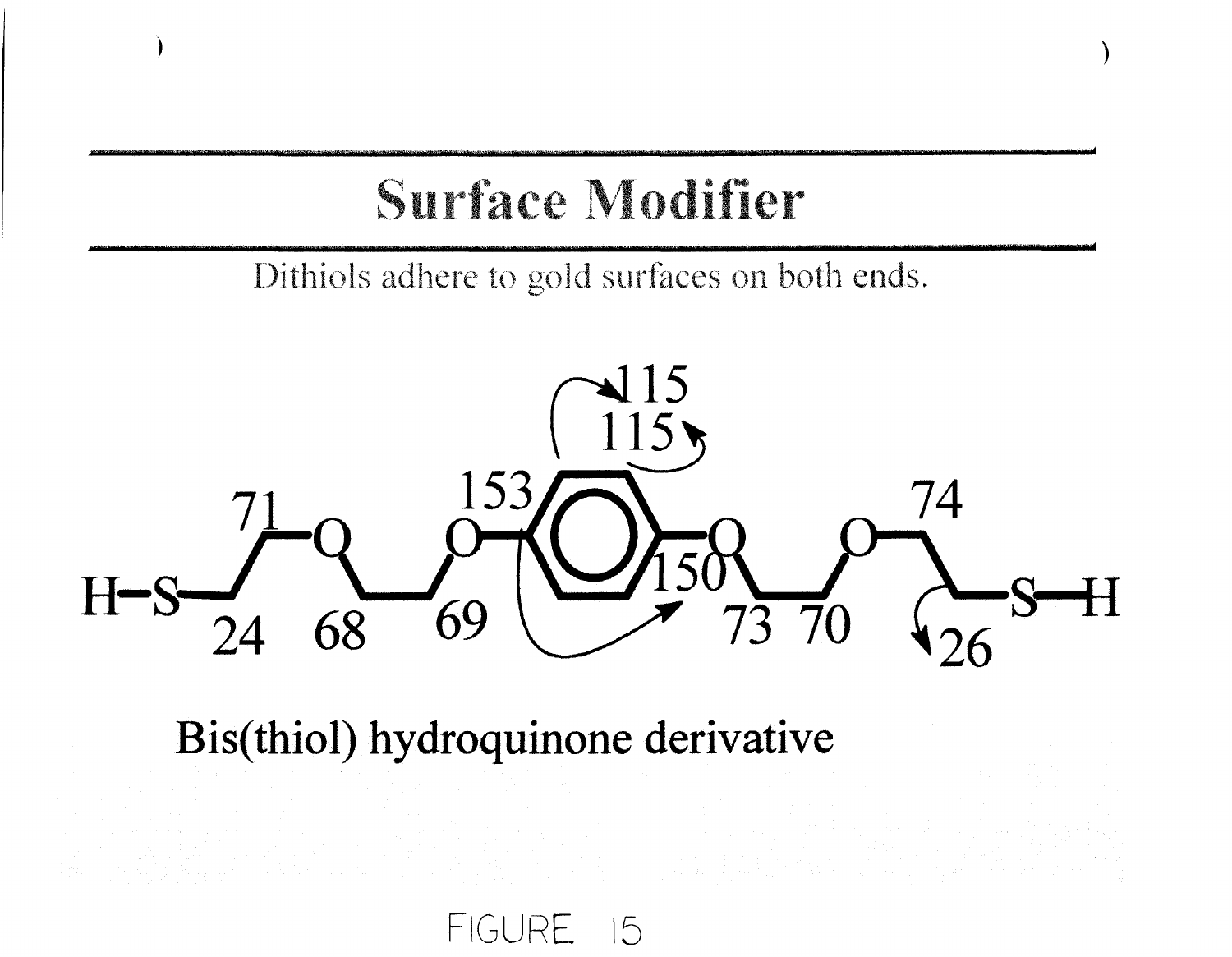# Surface Modifier

Dithiols adhere to gold surfaces on both ends.

Bis(thiol) hydroquinone derivative

FIGURE 15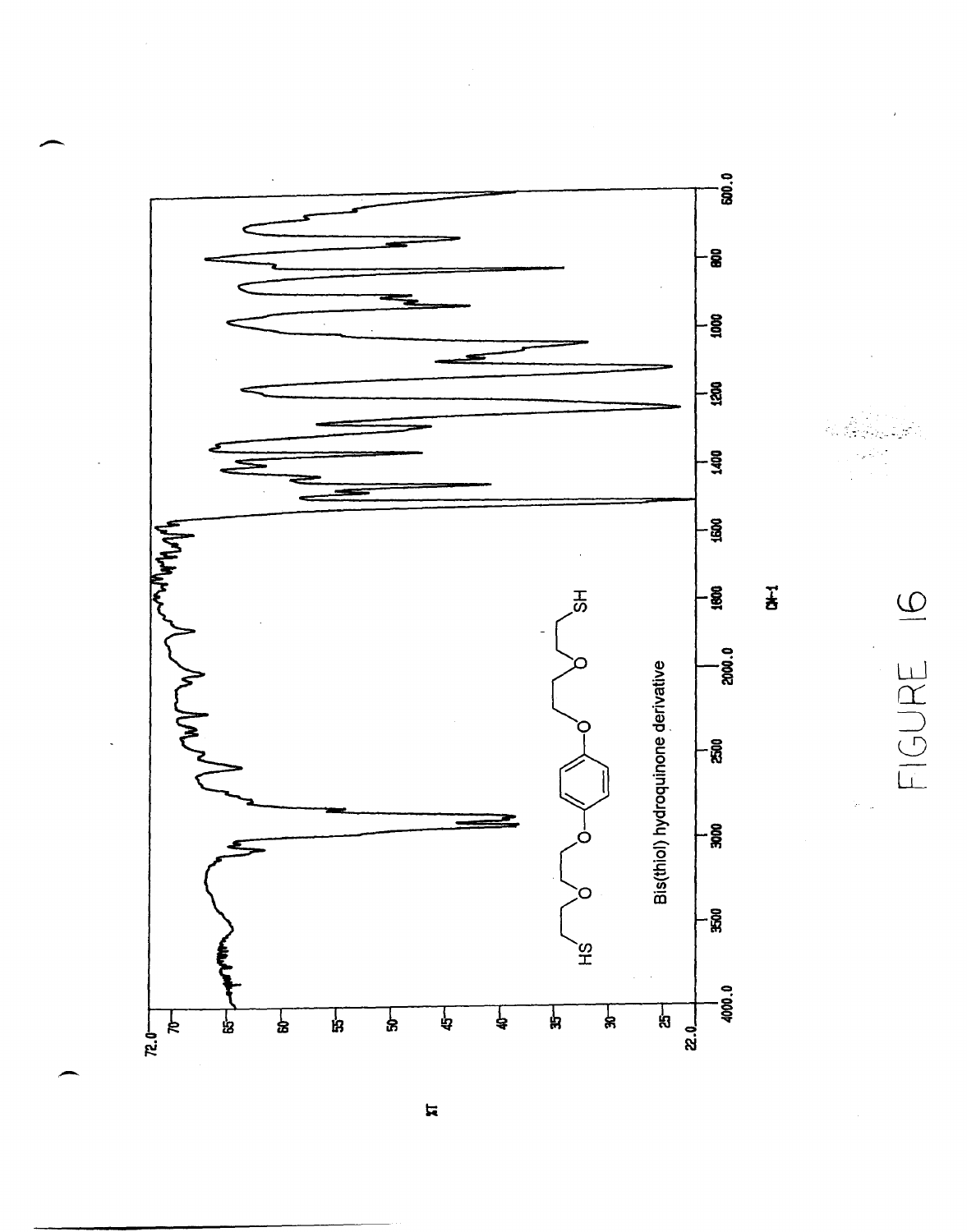FIGURE 16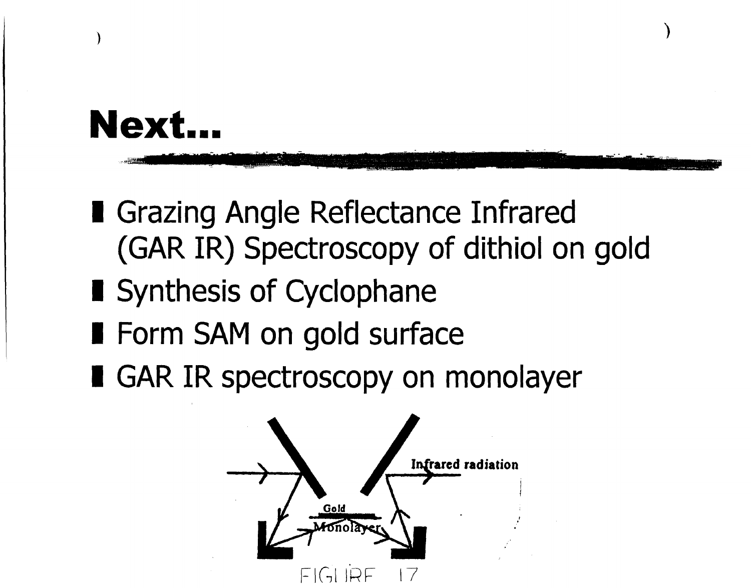# Next...

- Grazing Angle Reflectance Infrared (GAR IR) Spectroscopy of dithiol on gold
- Synthesis of Cyclophane
- Form SAM on gold surface
- GAR IR spectroscopy on monolayer

Infrared radiation

Gold

Monolayer

FIGURE 17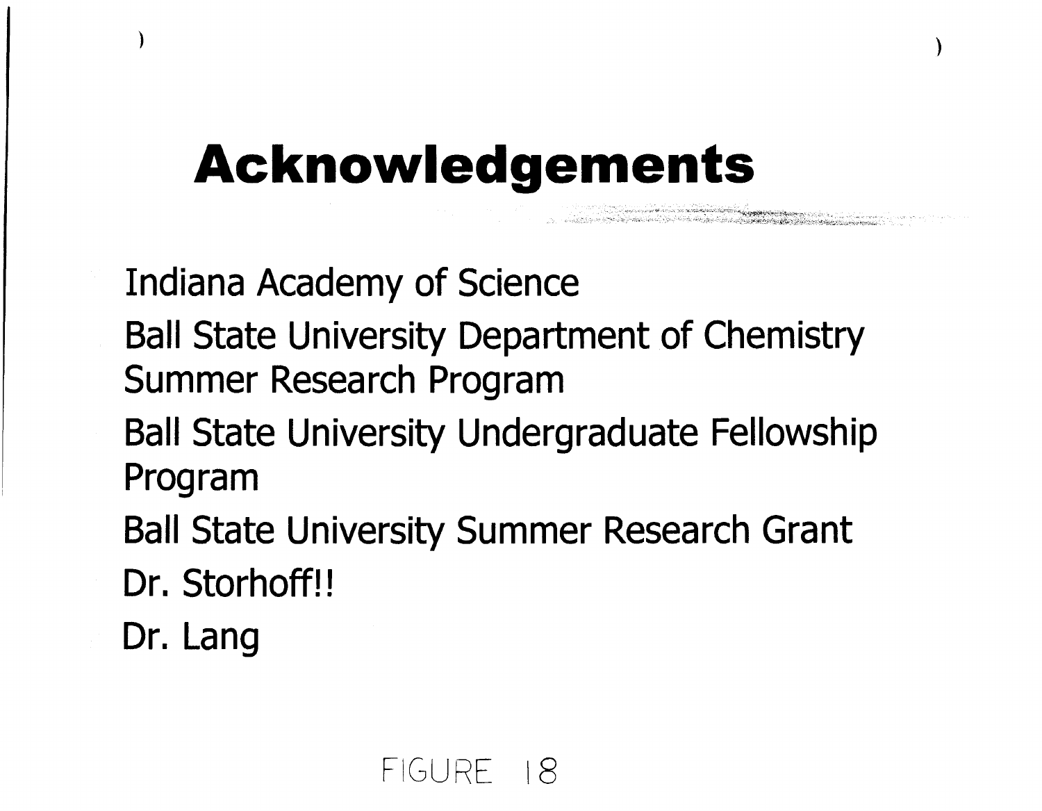# Acknowledgements

Indiana Academy of Science

Ball State University Department of Chemistry Summer Research Program

Ball State University Undergraduate Fellowship Program

Ball State University Summer Research Grant

Dr. Storhoff!!

Dr. Lang

FIGURE 18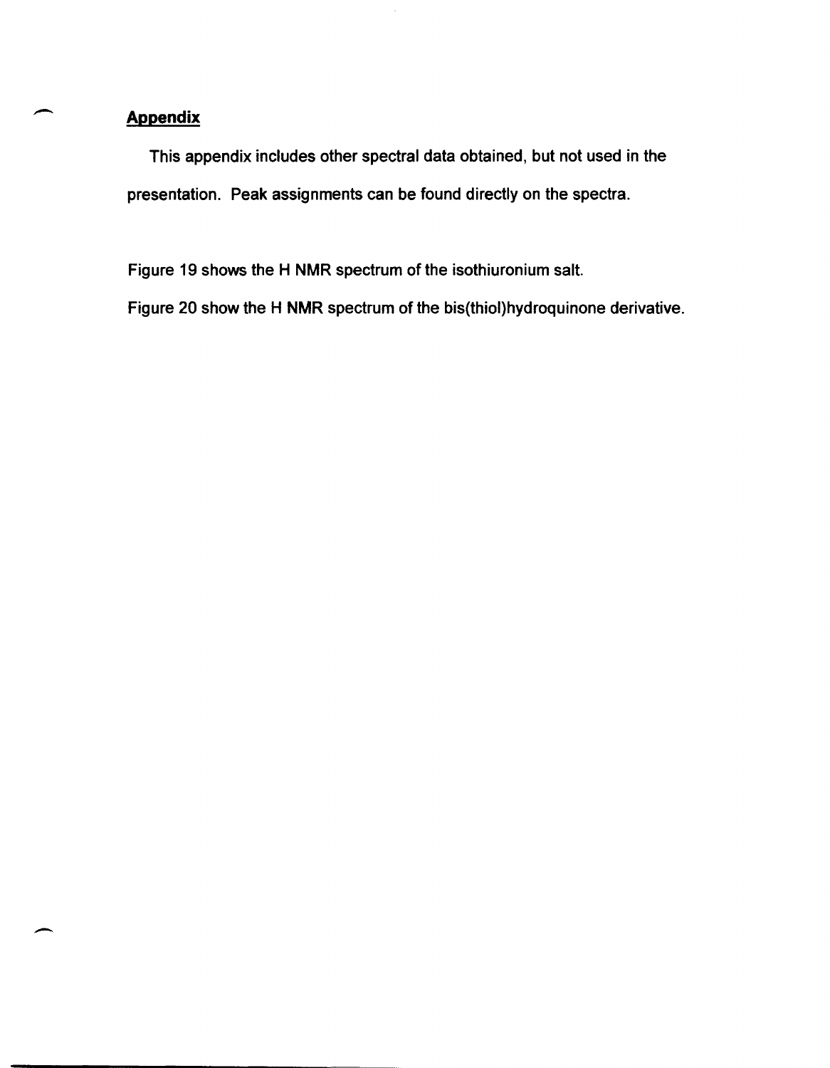## Appendix

This appendix includes other spectral data obtained, but not used in the presentation. Peak assignments can be found directly on the spectra.

Figure 19 shows the H NMR spectrum of the isothiuronium salt.

Figure 20 show the H NMR spectrum of the bis(thiol)hydroquinone derivative.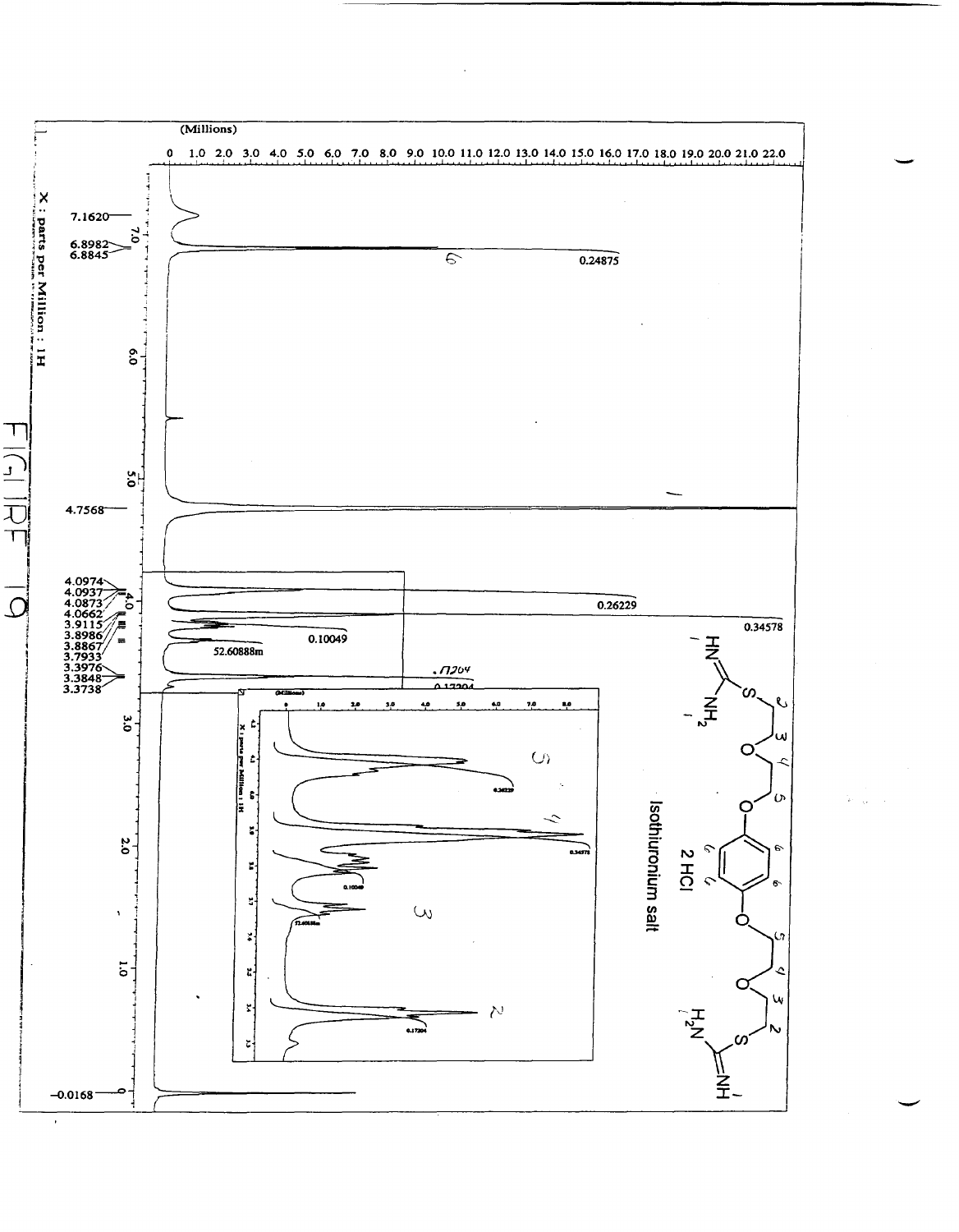FIGURE 19

(Millions)

0 1.0 2.0 3.0 4.0 5.0 6.0 7.0 8.0 9.0 10.0 11.0 12.0 13.0 14.0 15.0 16.0 17.0 18.0 19.0 20.0 21.0 22.0

X : parts per Million : 1H

7.1620
6.8982
6.8845

0.24875

4.7568

4.0974
4.0937
4.0873
4.0662
3.9115
3.8986
3.8867
3.7933
3.3976
3.3848
3.3738

0.26229

0.34578

0.10049

52.60888m

.17204

0.17204

-0.0168

Isothiuronium salt

2 HCl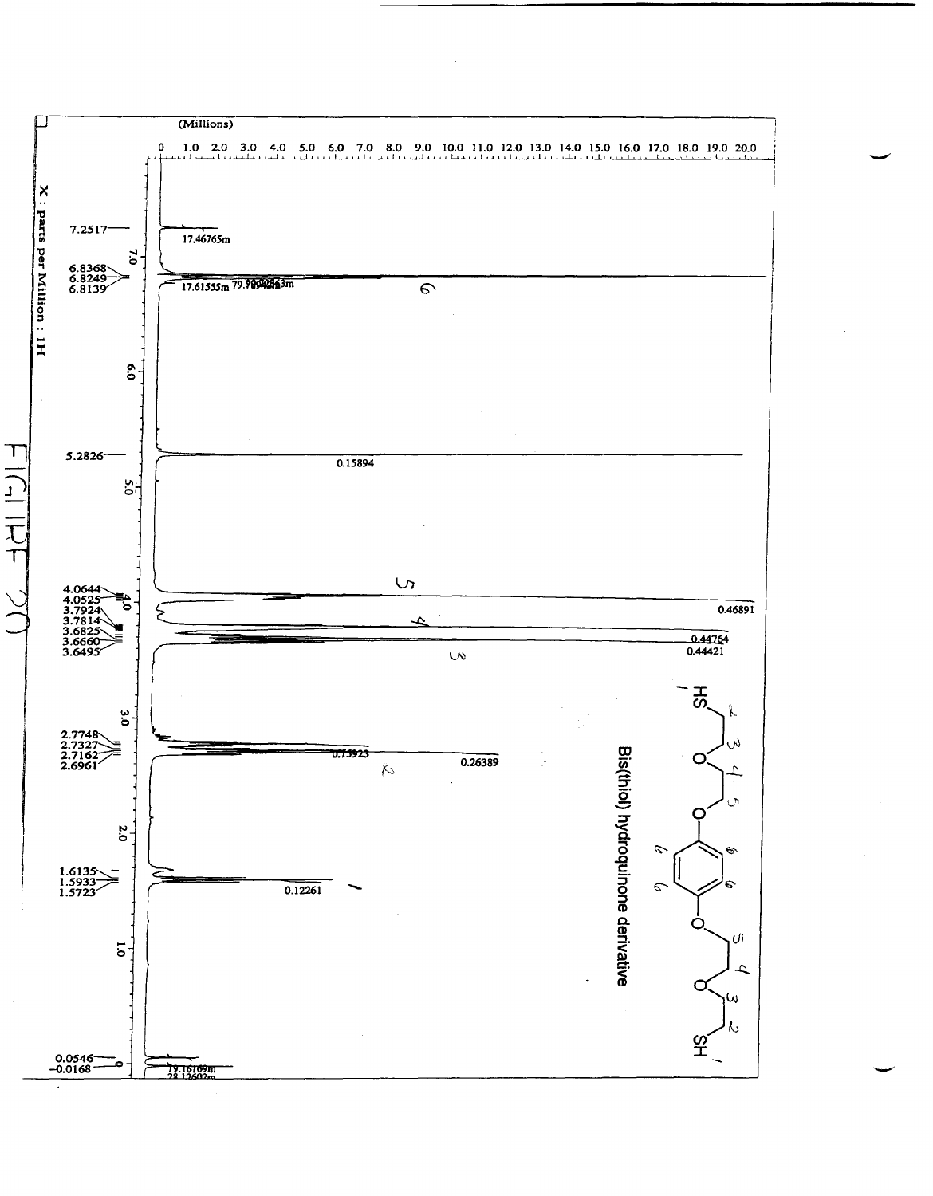FIGURE 20

(Millions)

0 1.0 2.0 3.0 4.0 5.0 6.0 7.0 8.0 9.0 10.0 11.0 12.0 13.0 14.0 15.0 16.0 17.0 18.0 19.0 20.0

X : parts per Million : 1H

7.2517 — 17.46765m

6.8368, 6.8249, 6.8139 — 17.61555m 79.90640863m — 6

5.2826 — 0.15894

4.0644, 4.0525 — 0.46891 — 5

3.7924, 3.7814 — 0.44764 — 4

3.6825, 3.6660, 3.6495 — 0.44421 — 3

2.7748, 2.7327, 2.7162, 2.6961 — 0.15923, 0.26389 — 2

1.6135, 1.5933, 1.5723 — 0.12261 — 1

0.0546, -0.0168 — 19.16169m, 28.12602m

Bis(thiol) hydroquinone derivative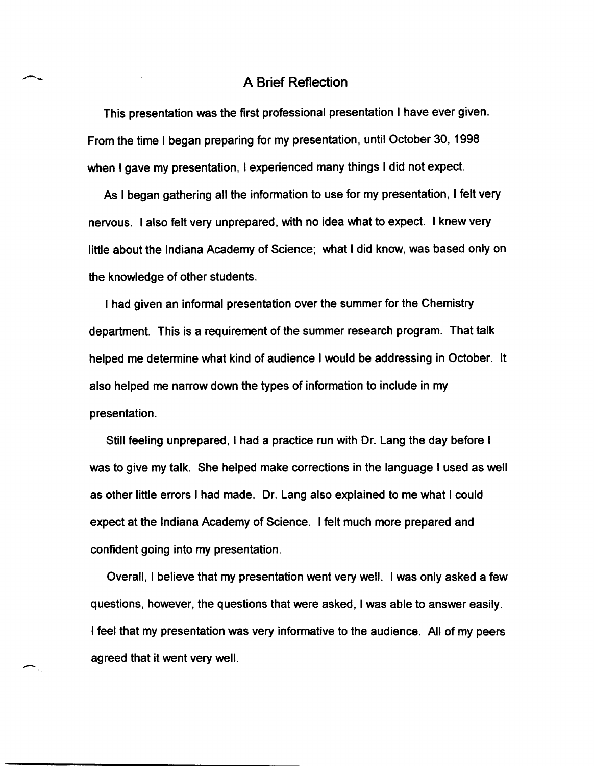# A Brief Reflection

This presentation was the first professional presentation I have ever given. From the time I began preparing for my presentation, until October 30, 1998 when I gave my presentation, I experienced many things I did not expect.

As I began gathering all the information to use for my presentation, I felt very nervous. I also felt very unprepared, with no idea what to expect. I knew very little about the Indiana Academy of Science; what I did know, was based only on the knowledge of other students.

I had given an informal presentation over the summer for the Chemistry department. This is a requirement of the summer research program. That talk helped me determine what kind of audience I would be addressing in October. It also helped me narrow down the types of information to include in my presentation.

Still feeling unprepared, I had a practice run with Dr. Lang the day before I was to give my talk. She helped make corrections in the language I used as well as other little errors I had made. Dr. Lang also explained to me what I could expect at the Indiana Academy of Science. I felt much more prepared and confident going into my presentation.

Overall, I believe that my presentation went very well. I was only asked a few questions, however, the questions that were asked, I was able to answer easily. I feel that my presentation was very informative to the audience. All of my peers agreed that it went very well.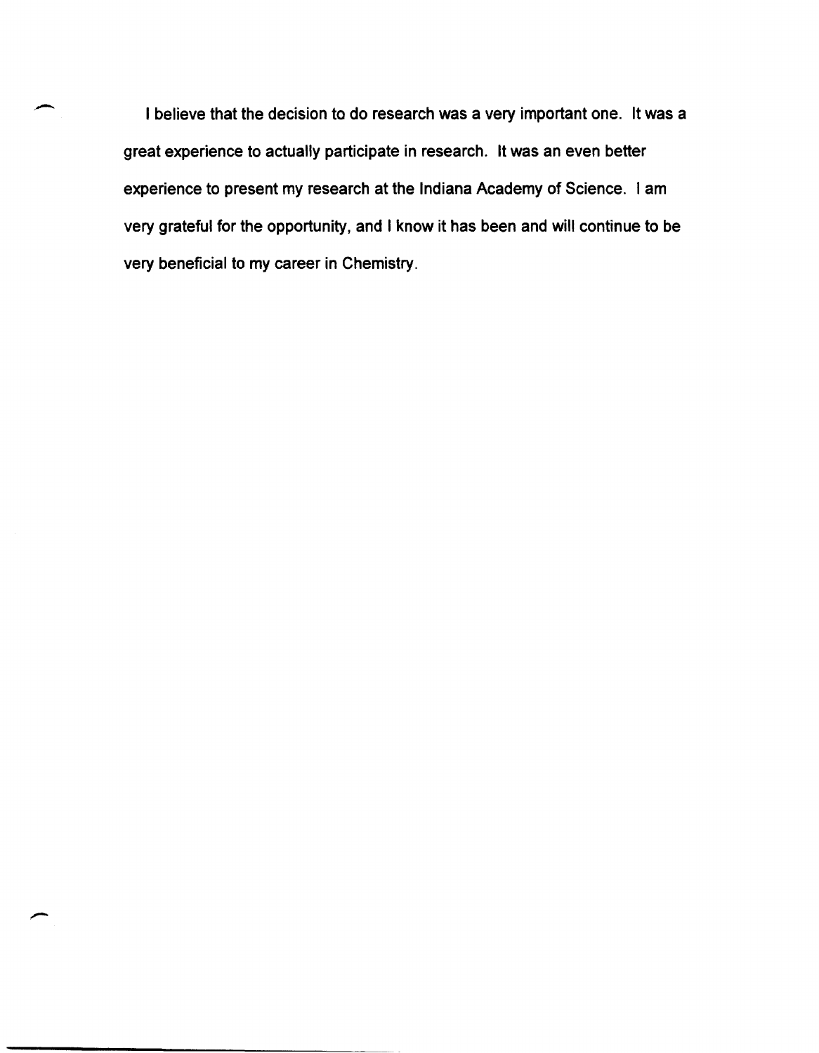I believe that the decision to do research was a very important one. It was a great experience to actually participate in research. It was an even better experience to present my research at the Indiana Academy of Science. I am very grateful for the opportunity, and I know it has been and will continue to be very beneficial to my career in Chemistry.